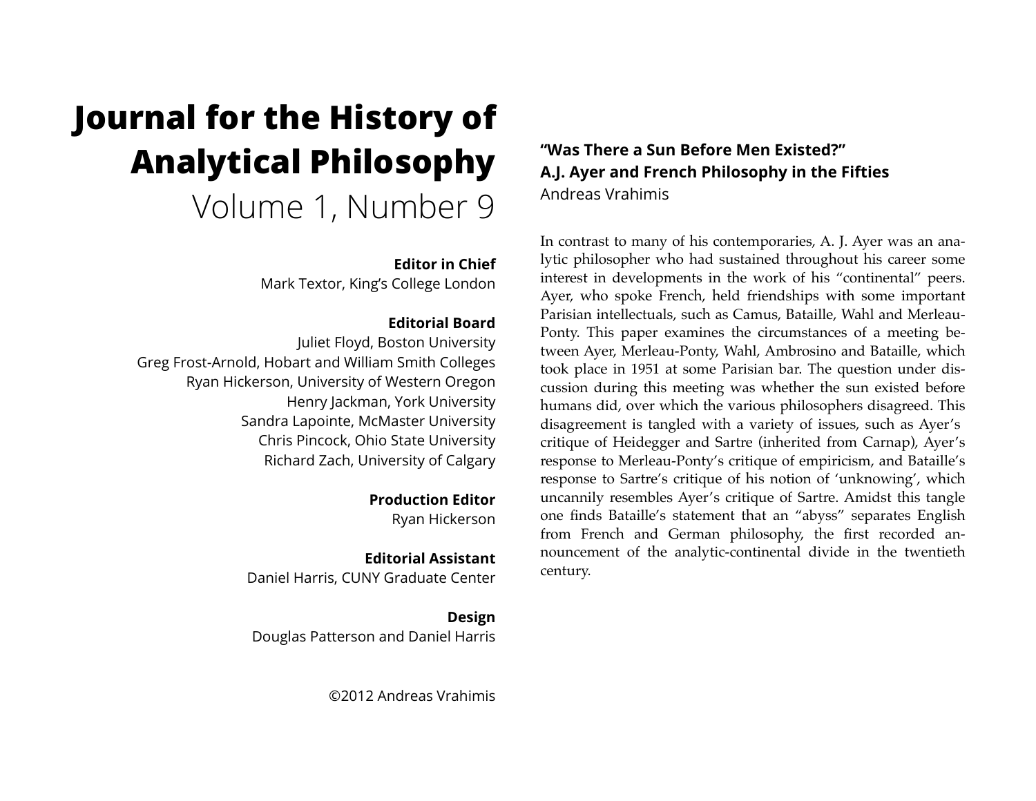# Journal for the History of Analytical Philosophy

Volume 1, Number 9

**Editor in Chief**
Mark Textor, King's College London

**Editorial Board**
Juliet Floyd, Boston University
Greg Frost-Arnold, Hobart and William Smith Colleges
Ryan Hickerson, University of Western Oregon
Henry Jackman, York University
Sandra Lapointe, McMaster University
Chris Pincock, Ohio State University
Richard Zach, University of Calgary

**Production Editor**
Ryan Hickerson

**Editorial Assistant**
Daniel Harris, CUNY Graduate Center

**Design**
Douglas Patterson and Daniel Harris

©2012 Andreas Vrahimis

## "Was There a Sun Before Men Existed?" A.J. Ayer and French Philosophy in the Fifties

Andreas Vrahimis

In contrast to many of his contemporaries, A. J. Ayer was an analytic philosopher who had sustained throughout his career some interest in developments in the work of his "continental" peers. Ayer, who spoke French, held friendships with some important Parisian intellectuals, such as Camus, Bataille, Wahl and Merleau-Ponty. This paper examines the circumstances of a meeting between Ayer, Merleau-Ponty, Wahl, Ambrosino and Bataille, which took place in 1951 at some Parisian bar. The question under discussion during this meeting was whether the sun existed before humans did, over which the various philosophers disagreed. This disagreement is tangled with a variety of issues, such as Ayer's critique of Heidegger and Sartre (inherited from Carnap), Ayer's response to Merleau-Ponty's critique of empiricism, and Bataille's response to Sartre's critique of his notion of 'unknowing', which uncannily resembles Ayer's critique of Sartre. Amidst this tangle one finds Bataille's statement that an "abyss" separates English from French and German philosophy, the first recorded announcement of the analytic-continental divide in the twentieth century.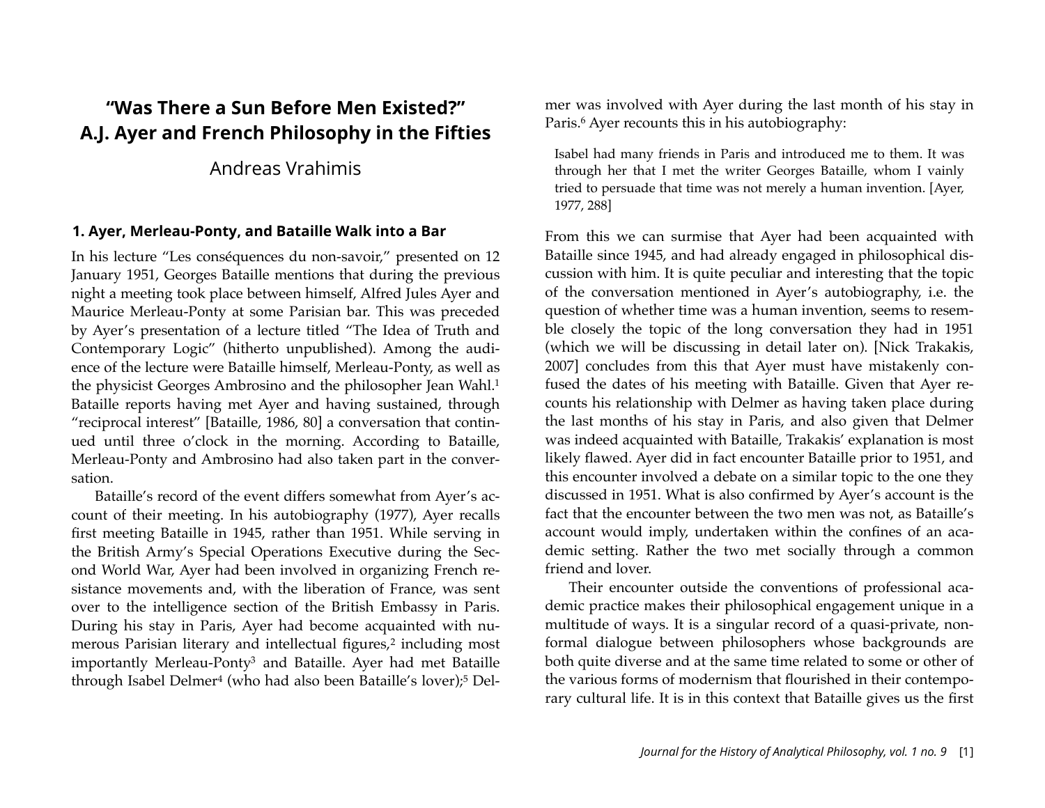# "Was There a Sun Before Men Existed?" A.J. Ayer and French Philosophy in the Fifties

Andreas Vrahimis

## 1. Ayer, Merleau-Ponty, and Bataille Walk into a Bar

In his lecture "Les conséquences du non-savoir," presented on 12 January 1951, Georges Bataille mentions that during the previous night a meeting took place between himself, Alfred Jules Ayer and Maurice Merleau-Ponty at some Parisian bar. This was preceded by Ayer's presentation of a lecture titled "The Idea of Truth and Contemporary Logic" (hitherto unpublished). Among the audience of the lecture were Bataille himself, Merleau-Ponty, as well as the physicist Georges Ambrosino and the philosopher Jean Wahl.[1] Bataille reports having met Ayer and having sustained, through "reciprocal interest" [Bataille, 1986, 80] a conversation that continued until three o'clock in the morning. According to Bataille, Merleau-Ponty and Ambrosino had also taken part in the conversation.

Bataille's record of the event differs somewhat from Ayer's account of their meeting. In his autobiography (1977), Ayer recalls first meeting Bataille in 1945, rather than 1951. While serving in the British Army's Special Operations Executive during the Second World War, Ayer had been involved in organizing French resistance movements and, with the liberation of France, was sent over to the intelligence section of the British Embassy in Paris. During his stay in Paris, Ayer had become acquainted with numerous Parisian literary and intellectual figures,[2] including most importantly Merleau-Ponty[3] and Bataille. Ayer had met Bataille through Isabel Delmer[4] (who had also been Bataille's lover);[5] Delmer was involved with Ayer during the last month of his stay in Paris.[6] Ayer recounts this in his autobiography:

> Isabel had many friends in Paris and introduced me to them. It was through her that I met the writer Georges Bataille, whom I vainly tried to persuade that time was not merely a human invention. [Ayer, 1977, 288]

From this we can surmise that Ayer had been acquainted with Bataille since 1945, and had already engaged in philosophical discussion with him. It is quite peculiar and interesting that the topic of the conversation mentioned in Ayer's autobiography, i.e. the question of whether time was a human invention, seems to resemble closely the topic of the long conversation they had in 1951 (which we will be discussing in detail later on). [Nick Trakakis, 2007] concludes from this that Ayer must have mistakenly confused the dates of his meeting with Bataille. Given that Ayer recounts his relationship with Delmer as having taken place during the last months of his stay in Paris, and also given that Delmer was indeed acquainted with Bataille, Trakakis' explanation is most likely flawed. Ayer did in fact encounter Bataille prior to 1951, and this encounter involved a debate on a similar topic to the one they discussed in 1951. What is also confirmed by Ayer's account is the fact that the encounter between the two men was not, as Bataille's account would imply, undertaken within the confines of an academic setting. Rather the two met socially through a common friend and lover.

Their encounter outside the conventions of professional academic practice makes their philosophical engagement unique in a multitude of ways. It is a singular record of a quasi-private, non-formal dialogue between philosophers whose backgrounds are both quite diverse and at the same time related to some or other of the various forms of modernism that flourished in their contemporary cultural life. It is in this context that Bataille gives us the first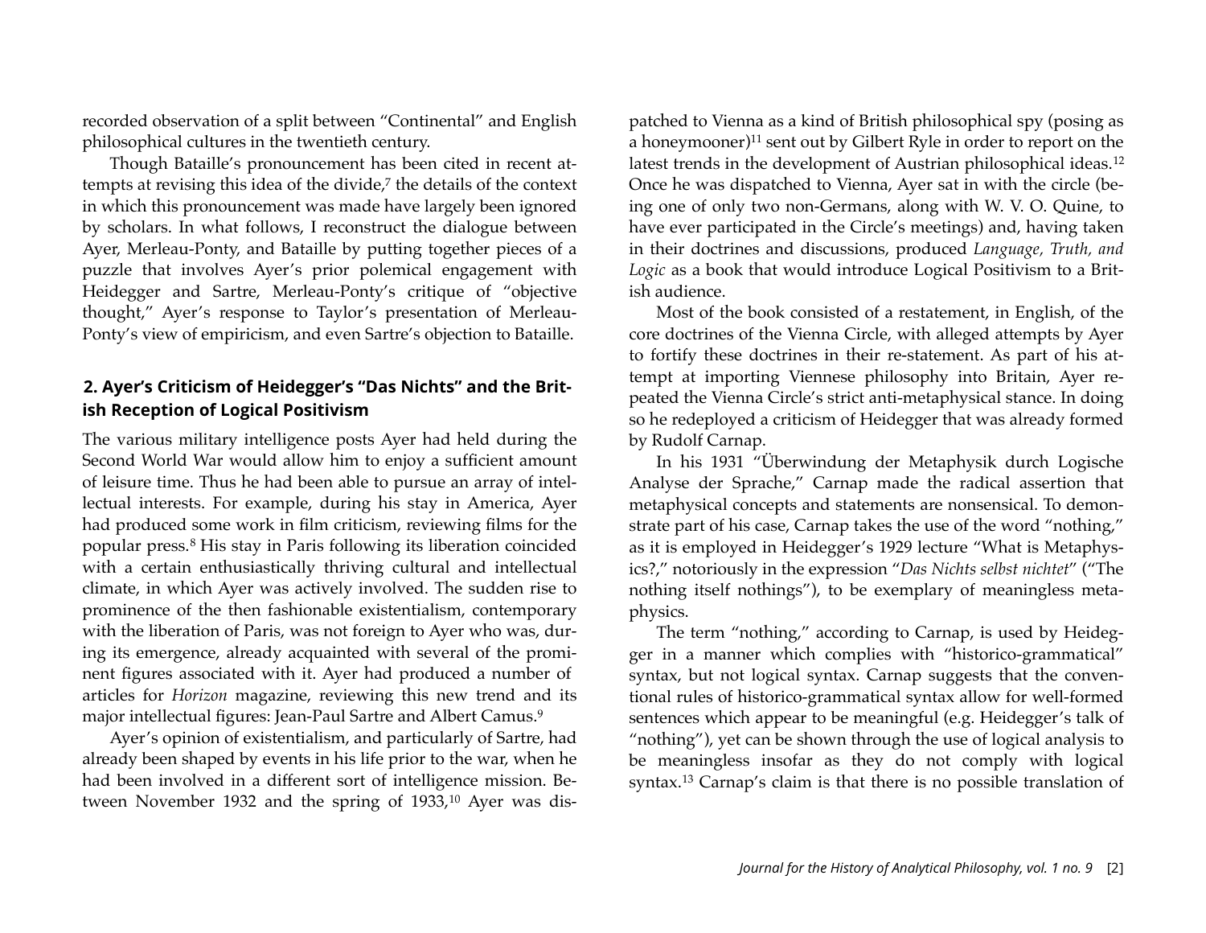recorded observation of a split between "Continental" and English philosophical cultures in the twentieth century.

Though Bataille's pronouncement has been cited in recent attempts at revising this idea of the divide,[7] the details of the context in which this pronouncement was made have largely been ignored by scholars. In what follows, I reconstruct the dialogue between Ayer, Merleau-Ponty, and Bataille by putting together pieces of a puzzle that involves Ayer's prior polemical engagement with Heidegger and Sartre, Merleau-Ponty's critique of "objective thought," Ayer's response to Taylor's presentation of Merleau-Ponty's view of empiricism, and even Sartre's objection to Bataille.

## 2. Ayer's Criticism of Heidegger's "Das Nichts" and the British Reception of Logical Positivism

The various military intelligence posts Ayer had held during the Second World War would allow him to enjoy a sufficient amount of leisure time. Thus he had been able to pursue an array of intellectual interests. For example, during his stay in America, Ayer had produced some work in film criticism, reviewing films for the popular press.[8] His stay in Paris following its liberation coincided with a certain enthusiastically thriving cultural and intellectual climate, in which Ayer was actively involved. The sudden rise to prominence of the then fashionable existentialism, contemporary with the liberation of Paris, was not foreign to Ayer who was, during its emergence, already acquainted with several of the prominent figures associated with it. Ayer had produced a number of articles for *Horizon* magazine, reviewing this new trend and its major intellectual figures: Jean-Paul Sartre and Albert Camus.[9]

Ayer's opinion of existentialism, and particularly of Sartre, had already been shaped by events in his life prior to the war, when he had been involved in a different sort of intelligence mission. Between November 1932 and the spring of 1933,[10] Ayer was dispatched to Vienna as a kind of British philosophical spy (posing as a honeymooner)[11] sent out by Gilbert Ryle in order to report on the latest trends in the development of Austrian philosophical ideas.[12] Once he was dispatched to Vienna, Ayer sat in with the circle (being one of only two non-Germans, along with W. V. O. Quine, to have ever participated in the Circle's meetings) and, having taken in their doctrines and discussions, produced *Language, Truth, and Logic* as a book that would introduce Logical Positivism to a British audience.

Most of the book consisted of a restatement, in English, of the core doctrines of the Vienna Circle, with alleged attempts by Ayer to fortify these doctrines in their re-statement. As part of his attempt at importing Viennese philosophy into Britain, Ayer repeated the Vienna Circle's strict anti-metaphysical stance. In doing so he redeployed a criticism of Heidegger that was already formed by Rudolf Carnap.

In his 1931 "Überwindung der Metaphysik durch Logische Analyse der Sprache," Carnap made the radical assertion that metaphysical concepts and statements are nonsensical. To demonstrate part of his case, Carnap takes the use of the word "nothing," as it is employed in Heidegger's 1929 lecture "What is Metaphysics?," notoriously in the expression "*Das Nichts selbst nichtet*" ("The nothing itself nothings"), to be exemplary of meaningless metaphysics.

The term "nothing," according to Carnap, is used by Heidegger in a manner which complies with "historico-grammatical" syntax, but not logical syntax. Carnap suggests that the conventional rules of historico-grammatical syntax allow for well-formed sentences which appear to be meaningful (e.g. Heidegger's talk of "nothing"), yet can be shown through the use of logical analysis to be meaningless insofar as they do not comply with logical syntax.[13] Carnap's claim is that there is no possible translation of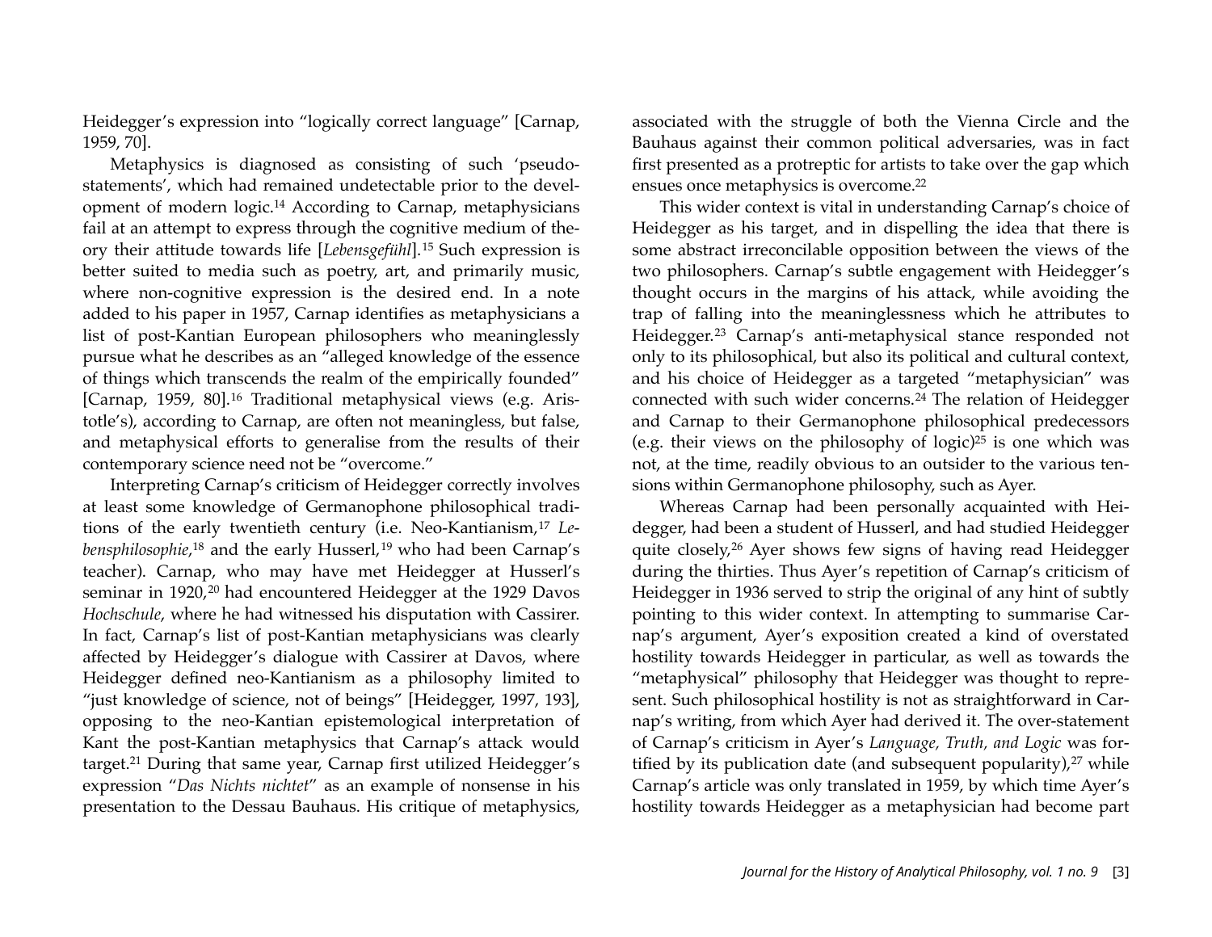Heidegger's expression into "logically correct language" [Carnap, 1959, 70].

Metaphysics is diagnosed as consisting of such 'pseudo-statements', which had remained undetectable prior to the development of modern logic.[14] According to Carnap, metaphysicians fail at an attempt to express through the cognitive medium of theory their attitude towards life [*Lebensgefühl*].[15] Such expression is better suited to media such as poetry, art, and primarily music, where non-cognitive expression is the desired end. In a note added to his paper in 1957, Carnap identifies as metaphysicians a list of post-Kantian European philosophers who meaninglessly pursue what he describes as an "alleged knowledge of the essence of things which transcends the realm of the empirically founded" [Carnap, 1959, 80].[16] Traditional metaphysical views (e.g. Aristotle's), according to Carnap, are often not meaningless, but false, and metaphysical efforts to generalise from the results of their contemporary science need not be "overcome."

Interpreting Carnap's criticism of Heidegger correctly involves at least some knowledge of Germanophone philosophical traditions of the early twentieth century (i.e. Neo-Kantianism,[17] *Lebensphilosophie*,[18] and the early Husserl,[19] who had been Carnap's teacher). Carnap, who may have met Heidegger at Husserl's seminar in 1920,[20] had encountered Heidegger at the 1929 Davos *Hochschule*, where he had witnessed his disputation with Cassirer. In fact, Carnap's list of post-Kantian metaphysicians was clearly affected by Heidegger's dialogue with Cassirer at Davos, where Heidegger defined neo-Kantianism as a philosophy limited to "just knowledge of science, not of beings" [Heidegger, 1997, 193], opposing to the neo-Kantian epistemological interpretation of Kant the post-Kantian metaphysics that Carnap's attack would target.[21] During that same year, Carnap first utilized Heidegger's expression "*Das Nichts nichtet*" as an example of nonsense in his presentation to the Dessau Bauhaus. His critique of metaphysics, associated with the struggle of both the Vienna Circle and the Bauhaus against their common political adversaries, was in fact first presented as a protreptic for artists to take over the gap which ensues once metaphysics is overcome.[22]

This wider context is vital in understanding Carnap's choice of Heidegger as his target, and in dispelling the idea that there is some abstract irreconcilable opposition between the views of the two philosophers. Carnap's subtle engagement with Heidegger's thought occurs in the margins of his attack, while avoiding the trap of falling into the meaninglessness which he attributes to Heidegger.[23] Carnap's anti-metaphysical stance responded not only to its philosophical, but also its political and cultural context, and his choice of Heidegger as a targeted "metaphysician" was connected with such wider concerns.[24] The relation of Heidegger and Carnap to their Germanophone philosophical predecessors (e.g. their views on the philosophy of logic)[25] is one which was not, at the time, readily obvious to an outsider to the various tensions within Germanophone philosophy, such as Ayer.

Whereas Carnap had been personally acquainted with Heidegger, had been a student of Husserl, and had studied Heidegger quite closely,[26] Ayer shows few signs of having read Heidegger during the thirties. Thus Ayer's repetition of Carnap's criticism of Heidegger in 1936 served to strip the original of any hint of subtly pointing to this wider context. In attempting to summarise Carnap's argument, Ayer's exposition created a kind of overstated hostility towards Heidegger in particular, as well as towards the "metaphysical" philosophy that Heidegger was thought to represent. Such philosophical hostility is not as straightforward in Carnap's writing, from which Ayer had derived it. The over-statement of Carnap's criticism in Ayer's *Language, Truth, and Logic* was fortified by its publication date (and subsequent popularity),[27] while Carnap's article was only translated in 1959, by which time Ayer's hostility towards Heidegger as a metaphysician had become part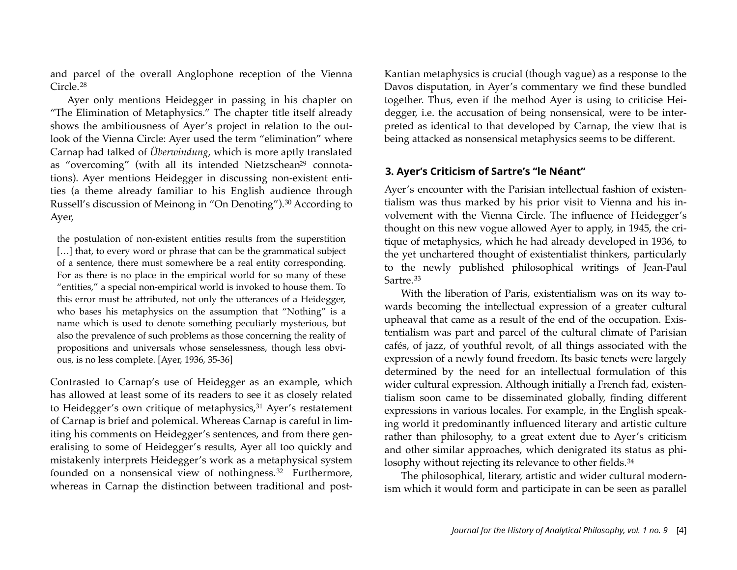and parcel of the overall Anglophone reception of the Vienna Circle.[28]

Ayer only mentions Heidegger in passing in his chapter on "The Elimination of Metaphysics." The chapter title itself already shows the ambitiousness of Ayer's project in relation to the outlook of the Vienna Circle: Ayer used the term "elimination" where Carnap had talked of *Überwindung*, which is more aptly translated as "overcoming" (with all its intended Nietzschean[29] connotations). Ayer mentions Heidegger in discussing non-existent entities (a theme already familiar to his English audience through Russell's discussion of Meinong in "On Denoting").[30] According to Ayer,

> the postulation of non-existent entities results from the superstition […] that, to every word or phrase that can be the grammatical subject of a sentence, there must somewhere be a real entity corresponding. For as there is no place in the empirical world for so many of these "entities," a special non-empirical world is invoked to house them. To this error must be attributed, not only the utterances of a Heidegger, who bases his metaphysics on the assumption that "Nothing" is a name which is used to denote something peculiarly mysterious, but also the prevalence of such problems as those concerning the reality of propositions and universals whose senselessness, though less obvious, is no less complete. [Ayer, 1936, 35-36]

Contrasted to Carnap's use of Heidegger as an example, which has allowed at least some of its readers to see it as closely related to Heidegger's own critique of metaphysics,[31] Ayer's restatement of Carnap is brief and polemical. Whereas Carnap is careful in limiting his comments on Heidegger's sentences, and from there generalising to some of Heidegger's results, Ayer all too quickly and mistakenly interprets Heidegger's work as a metaphysical system founded on a nonsensical view of nothingness.[32] Furthermore, whereas in Carnap the distinction between traditional and post-Kantian metaphysics is crucial (though vague) as a response to the Davos disputation, in Ayer's commentary we find these bundled together. Thus, even if the method Ayer is using to criticise Heidegger, i.e. the accusation of being nonsensical, were to be interpreted as identical to that developed by Carnap, the view that is being attacked as nonsensical metaphysics seems to be different.

## 3. Ayer's Criticism of Sartre's "le Néant"

Ayer's encounter with the Parisian intellectual fashion of existentialism was thus marked by his prior visit to Vienna and his involvement with the Vienna Circle. The influence of Heidegger's thought on this new vogue allowed Ayer to apply, in 1945, the critique of metaphysics, which he had already developed in 1936, to the yet unchartered thought of existentialist thinkers, particularly to the newly published philosophical writings of Jean-Paul Sartre.[33]

With the liberation of Paris, existentialism was on its way towards becoming the intellectual expression of a greater cultural upheaval that came as a result of the end of the occupation. Existentialism was part and parcel of the cultural climate of Parisian cafés, of jazz, of youthful revolt, of all things associated with the expression of a newly found freedom. Its basic tenets were largely determined by the need for an intellectual formulation of this wider cultural expression. Although initially a French fad, existentialism soon came to be disseminated globally, finding different expressions in various locales. For example, in the English speaking world it predominantly influenced literary and artistic culture rather than philosophy, to a great extent due to Ayer's criticism and other similar approaches, which denigrated its status as philosophy without rejecting its relevance to other fields.[34]

The philosophical, literary, artistic and wider cultural modernism which it would form and participate in can be seen as parallel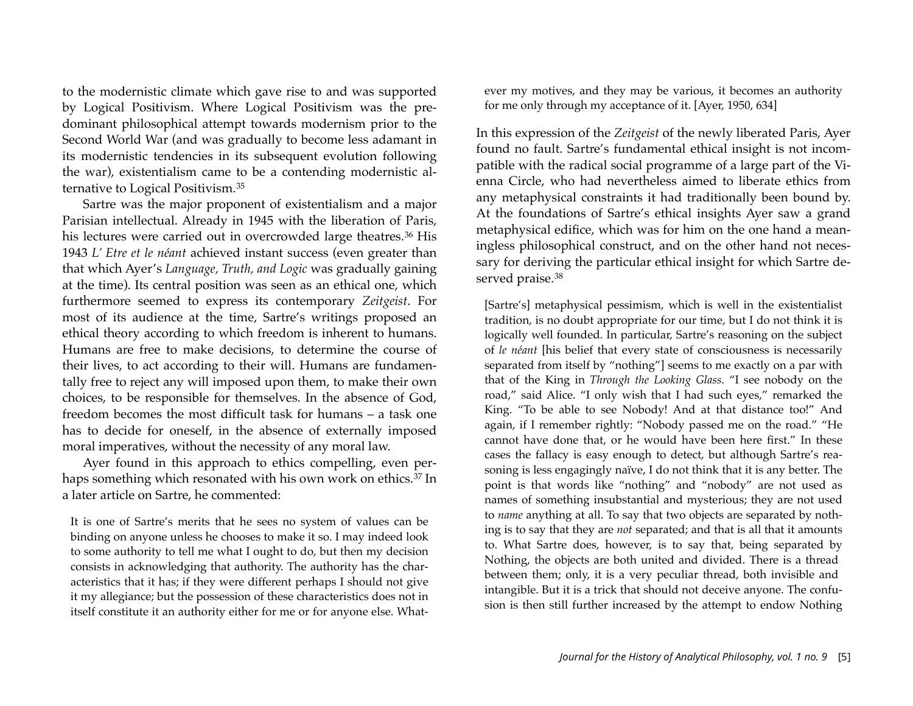to the modernistic climate which gave rise to and was supported by Logical Positivism. Where Logical Positivism was the predominant philosophical attempt towards modernism prior to the Second World War (and was gradually to become less adamant in its modernistic tendencies in its subsequent evolution following the war), existentialism came to be a contending modernistic alternative to Logical Positivism.[35]

Sartre was the major proponent of existentialism and a major Parisian intellectual. Already in 1945 with the liberation of Paris, his lectures were carried out in overcrowded large theatres.[36] His 1943 *L' Etre et le néant* achieved instant success (even greater than that which Ayer's *Language, Truth, and Logic* was gradually gaining at the time). Its central position was seen as an ethical one, which furthermore seemed to express its contemporary *Zeitgeist*. For most of its audience at the time, Sartre's writings proposed an ethical theory according to which freedom is inherent to humans. Humans are free to make decisions, to determine the course of their lives, to act according to their will. Humans are fundamentally free to reject any will imposed upon them, to make their own choices, to be responsible for themselves. In the absence of God, freedom becomes the most difficult task for humans – a task one has to decide for oneself, in the absence of externally imposed moral imperatives, without the necessity of any moral law.

Ayer found in this approach to ethics compelling, even perhaps something which resonated with his own work on ethics.[37] In a later article on Sartre, he commented:

> It is one of Sartre's merits that he sees no system of values can be binding on anyone unless he chooses to make it so. I may indeed look to some authority to tell me what I ought to do, but then my decision consists in acknowledging that authority. The authority has the characteristics that it has; if they were different perhaps I should not give it my allegiance; but the possession of these characteristics does not in itself constitute it an authority either for me or for anyone else. Whatever my motives, and they may be various, it becomes an authority for me only through my acceptance of it. [Ayer, 1950, 634]

In this expression of the *Zeitgeist* of the newly liberated Paris, Ayer found no fault. Sartre's fundamental ethical insight is not incompatible with the radical social programme of a large part of the Vienna Circle, who had nevertheless aimed to liberate ethics from any metaphysical constraints it had traditionally been bound by. At the foundations of Sartre's ethical insights Ayer saw a grand metaphysical edifice, which was for him on the one hand a meaningless philosophical construct, and on the other hand not necessary for deriving the particular ethical insight for which Sartre deserved praise.[38]

> [Sartre's] metaphysical pessimism, which is well in the existentialist tradition, is no doubt appropriate for our time, but I do not think it is logically well founded. In particular, Sartre's reasoning on the subject of *le néant* [his belief that every state of consciousness is necessarily separated from itself by "nothing"] seems to me exactly on a par with that of the King in *Through the Looking Glass*. "I see nobody on the road," said Alice. "I only wish that I had such eyes," remarked the King. "To be able to see Nobody! And at that distance too!" And again, if I remember rightly: "Nobody passed me on the road." "He cannot have done that, or he would have been here first." In these cases the fallacy is easy enough to detect, but although Sartre's reasoning is less engagingly naïve, I do not think that it is any better. The point is that words like "nothing" and "nobody" are not used as names of something insubstantial and mysterious; they are not used to *name* anything at all. To say that two objects are separated by nothing is to say that they are *not* separated; and that is all that it amounts to. What Sartre does, however, is to say that, being separated by Nothing, the objects are both united and divided. There is a thread between them; only, it is a very peculiar thread, both invisible and intangible. But it is a trick that should not deceive anyone. The confusion is then still further increased by the attempt to endow Nothing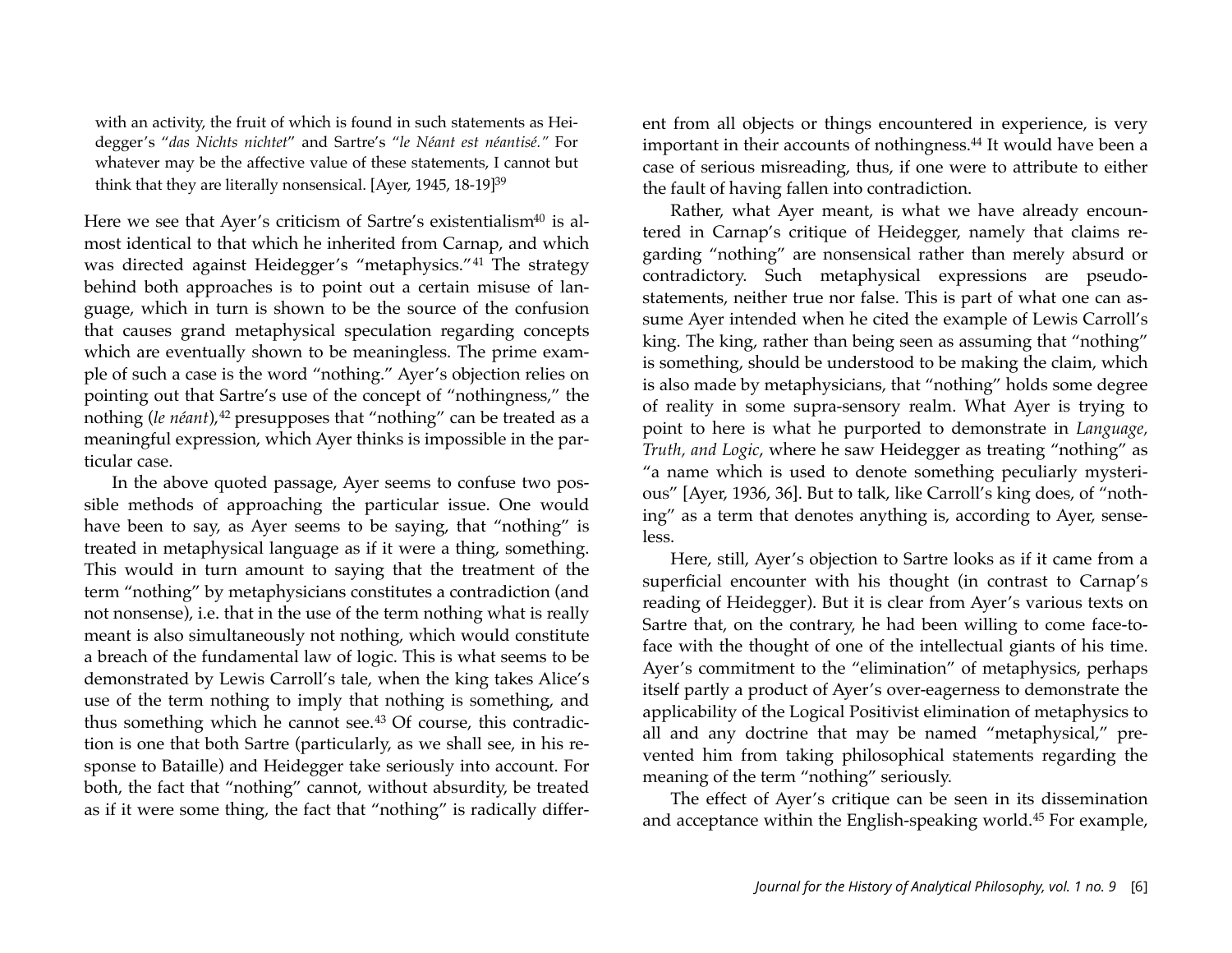> with an activity, the fruit of which is found in such statements as Heidegger's "*das Nichts nichtet*" and Sartre's "*le Néant est néantisé.*" For whatever may be the affective value of these statements, I cannot but think that they are literally nonsensical. [Ayer, 1945, 18-19][39]

Here we see that Ayer's criticism of Sartre's existentialism[40] is almost identical to that which he inherited from Carnap, and which was directed against Heidegger's "metaphysics."[41] The strategy behind both approaches is to point out a certain misuse of language, which in turn is shown to be the source of the confusion that causes grand metaphysical speculation regarding concepts which are eventually shown to be meaningless. The prime example of such a case is the word "nothing." Ayer's objection relies on pointing out that Sartre's use of the concept of "nothingness," the nothing (*le néant*),[42] presupposes that "nothing" can be treated as a meaningful expression, which Ayer thinks is impossible in the particular case.

In the above quoted passage, Ayer seems to confuse two possible methods of approaching the particular issue. One would have been to say, as Ayer seems to be saying, that "nothing" is treated in metaphysical language as if it were a thing, something. This would in turn amount to saying that the treatment of the term "nothing" by metaphysicians constitutes a contradiction (and not nonsense), i.e. that in the use of the term nothing what is really meant is also simultaneously not nothing, which would constitute a breach of the fundamental law of logic. This is what seems to be demonstrated by Lewis Carroll's tale, when the king takes Alice's use of the term nothing to imply that nothing is something, and thus something which he cannot see.[43] Of course, this contradiction is one that both Sartre (particularly, as we shall see, in his response to Bataille) and Heidegger take seriously into account. For both, the fact that "nothing" cannot, without absurdity, be treated as if it were some thing, the fact that "nothing" is radically different from all objects or things encountered in experience, is very important in their accounts of nothingness.[44] It would have been a case of serious misreading, thus, if one were to attribute to either the fault of having fallen into contradiction.

Rather, what Ayer meant, is what we have already encountered in Carnap's critique of Heidegger, namely that claims regarding "nothing" are nonsensical rather than merely absurd or contradictory. Such metaphysical expressions are pseudo-statements, neither true nor false. This is part of what one can assume Ayer intended when he cited the example of Lewis Carroll's king. The king, rather than being seen as assuming that "nothing" is something, should be understood to be making the claim, which is also made by metaphysicians, that "nothing" holds some degree of reality in some supra-sensory realm. What Ayer is trying to point to here is what he purported to demonstrate in *Language, Truth, and Logic*, where he saw Heidegger as treating "nothing" as "a name which is used to denote something peculiarly mysterious" [Ayer, 1936, 36]. But to talk, like Carroll's king does, of "nothing" as a term that denotes anything is, according to Ayer, senseless.

Here, still, Ayer's objection to Sartre looks as if it came from a superficial encounter with his thought (in contrast to Carnap's reading of Heidegger). But it is clear from Ayer's various texts on Sartre that, on the contrary, he had been willing to come face-to-face with the thought of one of the intellectual giants of his time. Ayer's commitment to the "elimination" of metaphysics, perhaps itself partly a product of Ayer's over-eagerness to demonstrate the applicability of the Logical Positivist elimination of metaphysics to all and any doctrine that may be named "metaphysical," prevented him from taking philosophical statements regarding the meaning of the term "nothing" seriously.

The effect of Ayer's critique can be seen in its dissemination and acceptance within the English-speaking world.[45] For example,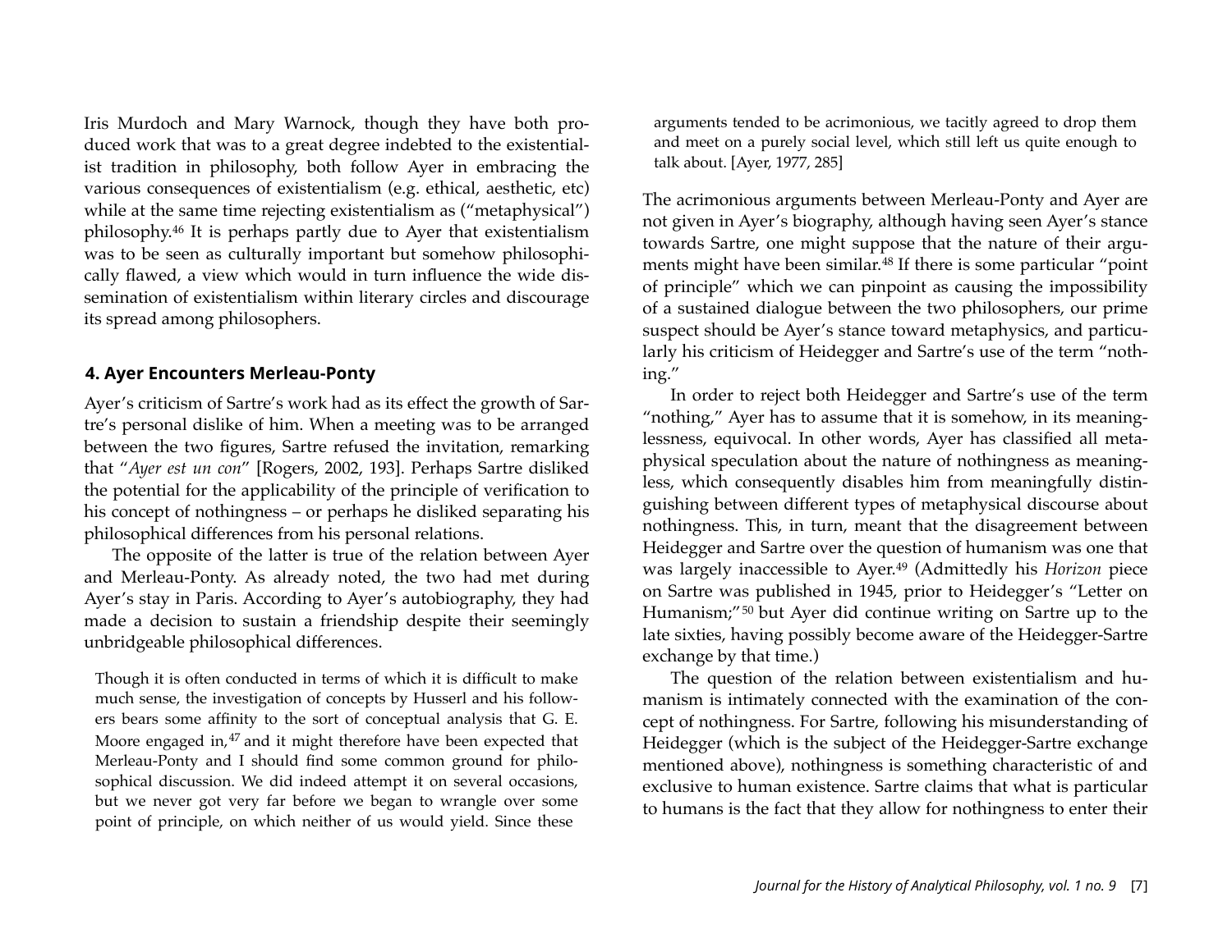Iris Murdoch and Mary Warnock, though they have both produced work that was to a great degree indebted to the existentialist tradition in philosophy, both follow Ayer in embracing the various consequences of existentialism (e.g. ethical, aesthetic, etc) while at the same time rejecting existentialism as ("metaphysical") philosophy.[46] It is perhaps partly due to Ayer that existentialism was to be seen as culturally important but somehow philosophically flawed, a view which would in turn influence the wide dissemination of existentialism within literary circles and discourage its spread among philosophers.

### 4. Ayer Encounters Merleau-Ponty

Ayer's criticism of Sartre's work had as its effect the growth of Sartre's personal dislike of him. When a meeting was to be arranged between the two figures, Sartre refused the invitation, remarking that "*Ayer est un con*" [Rogers, 2002, 193]. Perhaps Sartre disliked the potential for the applicability of the principle of verification to his concept of nothingness – or perhaps he disliked separating his philosophical differences from his personal relations.

The opposite of the latter is true of the relation between Ayer and Merleau-Ponty. As already noted, the two had met during Ayer's stay in Paris. According to Ayer's autobiography, they had made a decision to sustain a friendship despite their seemingly unbridgeable philosophical differences.

> Though it is often conducted in terms of which it is difficult to make much sense, the investigation of concepts by Husserl and his followers bears some affinity to the sort of conceptual analysis that G. E. Moore engaged in,[47] and it might therefore have been expected that Merleau-Ponty and I should find some common ground for philosophical discussion. We did indeed attempt it on several occasions, but we never got very far before we began to wrangle over some point of principle, on which neither of us would yield. Since these arguments tended to be acrimonious, we tacitly agreed to drop them and meet on a purely social level, which still left us quite enough to talk about. [Ayer, 1977, 285]

The acrimonious arguments between Merleau-Ponty and Ayer are not given in Ayer's biography, although having seen Ayer's stance towards Sartre, one might suppose that the nature of their arguments might have been similar.[48] If there is some particular "point of principle" which we can pinpoint as causing the impossibility of a sustained dialogue between the two philosophers, our prime suspect should be Ayer's stance toward metaphysics, and particularly his criticism of Heidegger and Sartre's use of the term "nothing."

In order to reject both Heidegger and Sartre's use of the term "nothing," Ayer has to assume that it is somehow, in its meaninglessness, equivocal. In other words, Ayer has classified all metaphysical speculation about the nature of nothingness as meaningless, which consequently disables him from meaningfully distinguishing between different types of metaphysical discourse about nothingness. This, in turn, meant that the disagreement between Heidegger and Sartre over the question of humanism was one that was largely inaccessible to Ayer.[49] (Admittedly his *Horizon* piece on Sartre was published in 1945, prior to Heidegger's "Letter on Humanism;"[50] but Ayer did continue writing on Sartre up to the late sixties, having possibly become aware of the Heidegger-Sartre exchange by that time.)

The question of the relation between existentialism and humanism is intimately connected with the examination of the concept of nothingness. For Sartre, following his misunderstanding of Heidegger (which is the subject of the Heidegger-Sartre exchange mentioned above), nothingness is something characteristic of and exclusive to human existence. Sartre claims that what is particular to humans is the fact that they allow for nothingness to enter their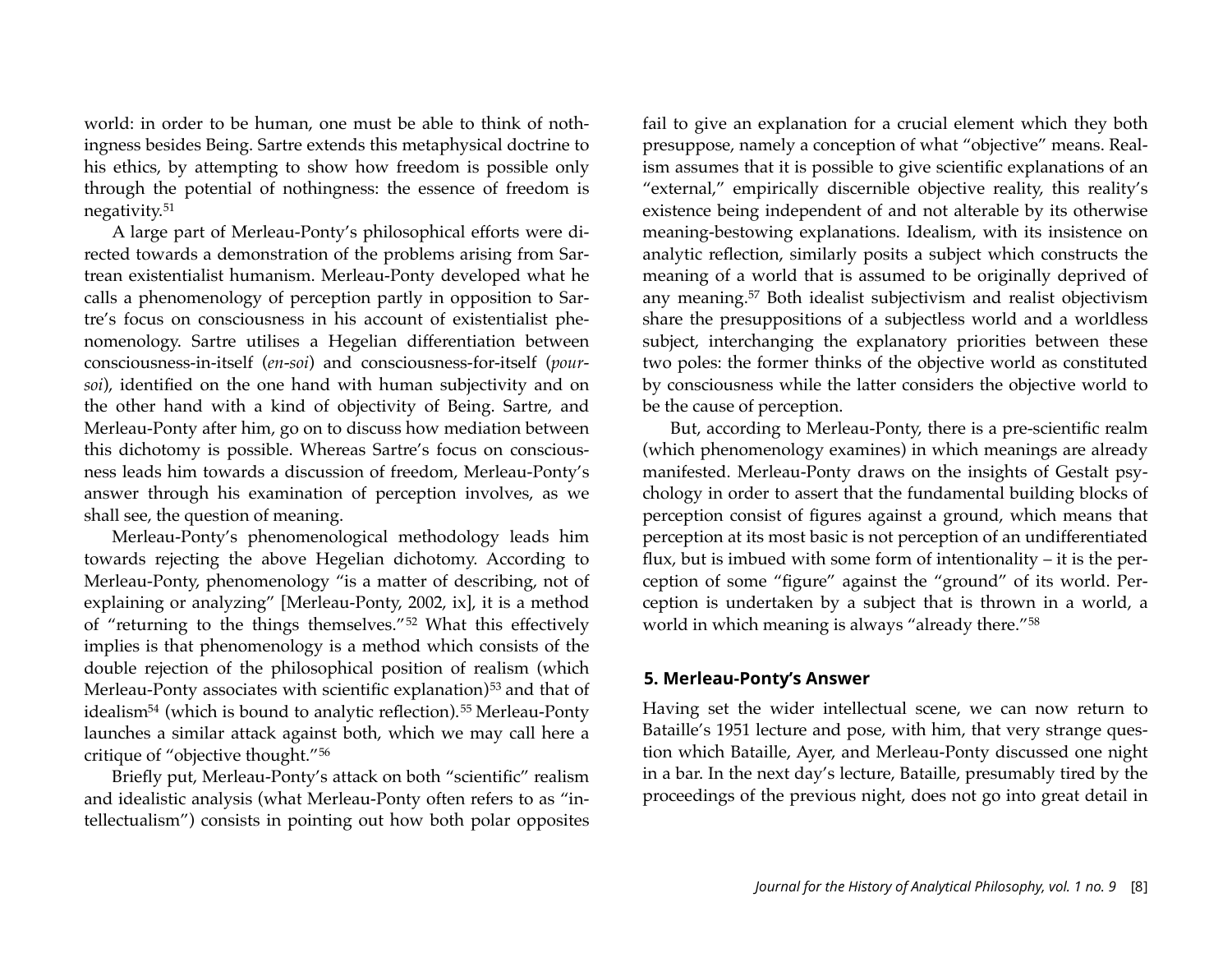world: in order to be human, one must be able to think of nothingness besides Being. Sartre extends this metaphysical doctrine to his ethics, by attempting to show how freedom is possible only through the potential of nothingness: the essence of freedom is negativity.[51]

A large part of Merleau-Ponty's philosophical efforts were directed towards a demonstration of the problems arising from Sartrean existentialist humanism. Merleau-Ponty developed what he calls a phenomenology of perception partly in opposition to Sartre's focus on consciousness in his account of existentialist phenomenology. Sartre utilises a Hegelian differentiation between consciousness-in-itself (*en-soi*) and consciousness-for-itself (*pour-soi*), identified on the one hand with human subjectivity and on the other hand with a kind of objectivity of Being. Sartre, and Merleau-Ponty after him, go on to discuss how mediation between this dichotomy is possible. Whereas Sartre's focus on consciousness leads him towards a discussion of freedom, Merleau-Ponty's answer through his examination of perception involves, as we shall see, the question of meaning.

Merleau-Ponty's phenomenological methodology leads him towards rejecting the above Hegelian dichotomy. According to Merleau-Ponty, phenomenology "is a matter of describing, not of explaining or analyzing" [Merleau-Ponty, 2002, ix], it is a method of "returning to the things themselves."[52] What this effectively implies is that phenomenology is a method which consists of the double rejection of the philosophical position of realism (which Merleau-Ponty associates with scientific explanation)[53] and that of idealism[54] (which is bound to analytic reflection).[55] Merleau-Ponty launches a similar attack against both, which we may call here a critique of "objective thought."[56]

Briefly put, Merleau-Ponty's attack on both "scientific" realism and idealistic analysis (what Merleau-Ponty often refers to as "intellectualism") consists in pointing out how both polar opposites fail to give an explanation for a crucial element which they both presuppose, namely a conception of what "objective" means. Realism assumes that it is possible to give scientific explanations of an "external," empirically discernible objective reality, this reality's existence being independent of and not alterable by its otherwise meaning-bestowing explanations. Idealism, with its insistence on analytic reflection, similarly posits a subject which constructs the meaning of a world that is assumed to be originally deprived of any meaning.[57] Both idealist subjectivism and realist objectivism share the presuppositions of a subjectless world and a worldless subject, interchanging the explanatory priorities between these two poles: the former thinks of the objective world as constituted by consciousness while the latter considers the objective world to be the cause of perception.

But, according to Merleau-Ponty, there is a pre-scientific realm (which phenomenology examines) in which meanings are already manifested. Merleau-Ponty draws on the insights of Gestalt psychology in order to assert that the fundamental building blocks of perception consist of figures against a ground, which means that perception at its most basic is not perception of an undifferentiated flux, but is imbued with some form of intentionality – it is the perception of some "figure" against the "ground" of its world. Perception is undertaken by a subject that is thrown in a world, a world in which meaning is always "already there."[58]

## 5. Merleau-Ponty's Answer

Having set the wider intellectual scene, we can now return to Bataille's 1951 lecture and pose, with him, that very strange question which Bataille, Ayer, and Merleau-Ponty discussed one night in a bar. In the next day's lecture, Bataille, presumably tired by the proceedings of the previous night, does not go into great detail in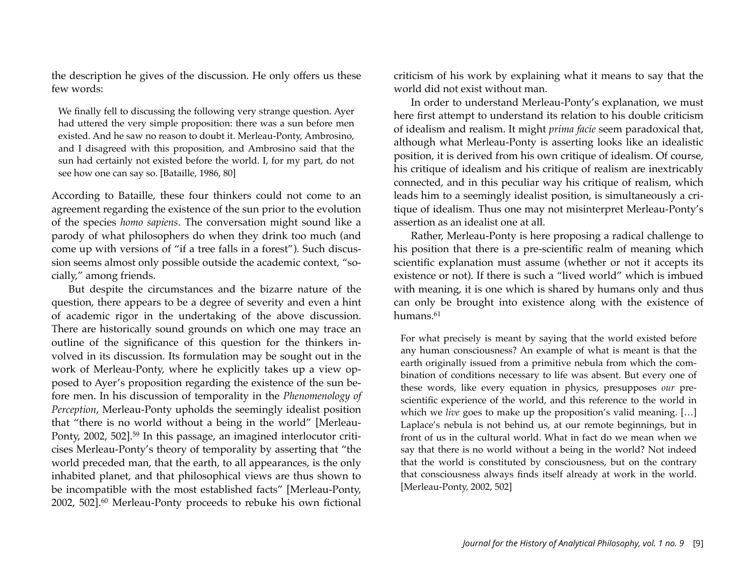the description he gives of the discussion. He only offers us these few words:

> We finally fell to discussing the following very strange question. Ayer had uttered the very simple proposition: there was a sun before men existed. And he saw no reason to doubt it. Merleau-Ponty, Ambrosino, and I disagreed with this proposition, and Ambrosino said that the sun had certainly not existed before the world. I, for my part, do not see how one can say so. [Bataille, 1986, 80]

According to Bataille, these four thinkers could not come to an agreement regarding the existence of the sun prior to the evolution of the species *homo sapiens*. The conversation might sound like a parody of what philosophers do when they drink too much (and come up with versions of "if a tree falls in a forest"). Such discussion seems almost only possible outside the academic context, "socially," among friends.

But despite the circumstances and the bizarre nature of the question, there appears to be a degree of severity and even a hint of academic rigor in the undertaking of the above discussion. There are historically sound grounds on which one may trace an outline of the significance of this question for the thinkers involved in its discussion. Its formulation may be sought out in the work of Merleau-Ponty, where he explicitly takes up a view opposed to Ayer's proposition regarding the existence of the sun before men. In his discussion of temporality in the *Phenomenology of Perception*, Merleau-Ponty upholds the seemingly idealist position that "there is no world without a being in the world" [Merleau-Ponty, 2002, 502].[59] In this passage, an imagined interlocutor criticises Merleau-Ponty's theory of temporality by asserting that "the world preceded man, that the earth, to all appearances, is the only inhabited planet, and that philosophical views are thus shown to be incompatible with the most established facts" [Merleau-Ponty, 2002, 502].[60] Merleau-Ponty proceeds to rebuke his own fictional criticism of his work by explaining what it means to say that the world did not exist without man.

In order to understand Merleau-Ponty's explanation, we must here first attempt to understand its relation to his double criticism of idealism and realism. It might *prima facie* seem paradoxical that, although what Merleau-Ponty is asserting looks like an idealistic position, it is derived from his own critique of idealism. Of course, his critique of idealism and his critique of realism are inextricably connected, and in this peculiar way his critique of realism, which leads him to a seemingly idealist position, is simultaneously a critique of idealism. Thus one may not misinterpret Merleau-Ponty's assertion as an idealist one at all.

Rather, Merleau-Ponty is here proposing a radical challenge to his position that there is a pre-scientific realm of meaning which scientific explanation must assume (whether or not it accepts its existence or not). If there is such a "lived world" which is imbued with meaning, it is one which is shared by humans only and thus can only be brought into existence along with the existence of humans.[61]

> For what precisely is meant by saying that the world existed before any human consciousness? An example of what is meant is that the earth originally issued from a primitive nebula from which the combination of conditions necessary to life was absent. But every one of these words, like every equation in physics, presupposes *our* pre-scientific experience of the world, and this reference to the world in which we *live* goes to make up the proposition's valid meaning. […] Laplace's nebula is not behind us, at our remote beginnings, but in front of us in the cultural world. What in fact do we mean when we say that there is no world without a being in the world? Not indeed that the world is constituted by consciousness, but on the contrary that consciousness always finds itself already at work in the world. [Merleau-Ponty, 2002, 502]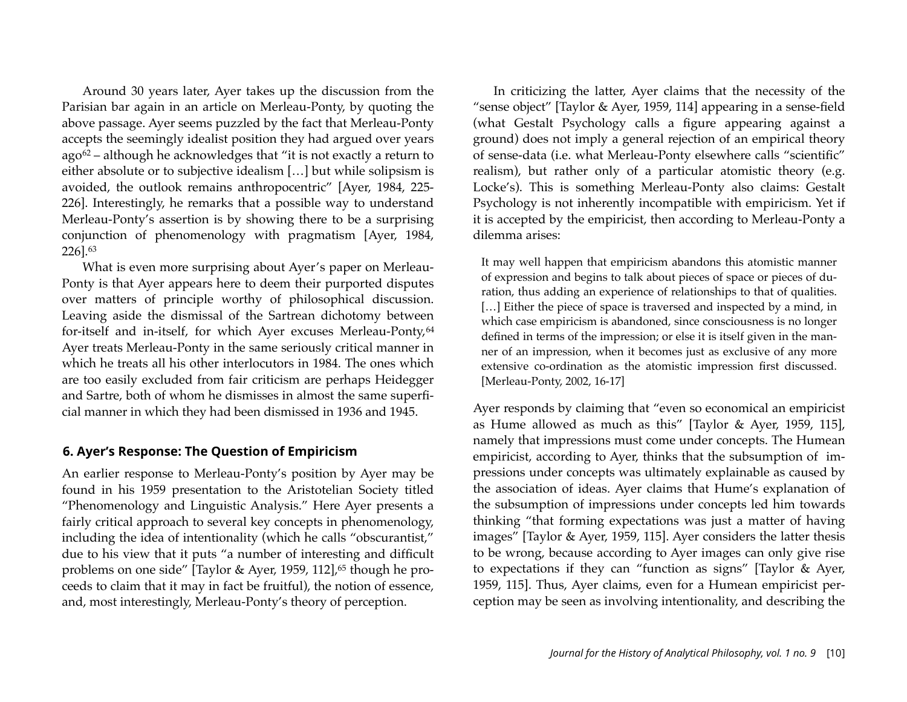Around 30 years later, Ayer takes up the discussion from the Parisian bar again in an article on Merleau-Ponty, by quoting the above passage. Ayer seems puzzled by the fact that Merleau-Ponty accepts the seemingly idealist position they had argued over years ago[62] – although he acknowledges that "it is not exactly a return to either absolute or to subjective idealism […] but while solipsism is avoided, the outlook remains anthropocentric" [Ayer, 1984, 225-226]. Interestingly, he remarks that a possible way to understand Merleau-Ponty's assertion is by showing there to be a surprising conjunction of phenomenology with pragmatism [Ayer, 1984, 226].[63]

What is even more surprising about Ayer's paper on Merleau-Ponty is that Ayer appears here to deem their purported disputes over matters of principle worthy of philosophical discussion. Leaving aside the dismissal of the Sartrean dichotomy between for-itself and in-itself, for which Ayer excuses Merleau-Ponty,[64] Ayer treats Merleau-Ponty in the same seriously critical manner in which he treats all his other interlocutors in 1984. The ones which are too easily excluded from fair criticism are perhaps Heidegger and Sartre, both of whom he dismisses in almost the same superficial manner in which they had been dismissed in 1936 and 1945.

### 6. Ayer's Response: The Question of Empiricism

An earlier response to Merleau-Ponty's position by Ayer may be found in his 1959 presentation to the Aristotelian Society titled "Phenomenology and Linguistic Analysis." Here Ayer presents a fairly critical approach to several key concepts in phenomenology, including the idea of intentionality (which he calls "obscurantist," due to his view that it puts "a number of interesting and difficult problems on one side" [Taylor & Ayer, 1959, 112],[65] though he proceeds to claim that it may in fact be fruitful), the notion of essence, and, most interestingly, Merleau-Ponty's theory of perception.

In criticizing the latter, Ayer claims that the necessity of the "sense object" [Taylor & Ayer, 1959, 114] appearing in a sense-field (what Gestalt Psychology calls a figure appearing against a ground) does not imply a general rejection of an empirical theory of sense-data (i.e. what Merleau-Ponty elsewhere calls "scientific" realism), but rather only of a particular atomistic theory (e.g. Locke's). This is something Merleau-Ponty also claims: Gestalt Psychology is not inherently incompatible with empiricism. Yet if it is accepted by the empiricist, then according to Merleau-Ponty a dilemma arises:

> It may well happen that empiricism abandons this atomistic manner of expression and begins to talk about pieces of space or pieces of duration, thus adding an experience of relationships to that of qualities. […] Either the piece of space is traversed and inspected by a mind, in which case empiricism is abandoned, since consciousness is no longer defined in terms of the impression; or else it is itself given in the manner of an impression, when it becomes just as exclusive of any more extensive co-ordination as the atomistic impression first discussed. [Merleau-Ponty, 2002, 16-17]

Ayer responds by claiming that "even so economical an empiricist as Hume allowed as much as this" [Taylor & Ayer, 1959, 115], namely that impressions must come under concepts. The Humean empiricist, according to Ayer, thinks that the subsumption of impressions under concepts was ultimately explainable as caused by the association of ideas. Ayer claims that Hume's explanation of the subsumption of impressions under concepts led him towards thinking "that forming expectations was just a matter of having images" [Taylor & Ayer, 1959, 115]. Ayer considers the latter thesis to be wrong, because according to Ayer images can only give rise to expectations if they can "function as signs" [Taylor & Ayer, 1959, 115]. Thus, Ayer claims, even for a Humean empiricist perception may be seen as involving intentionality, and describing the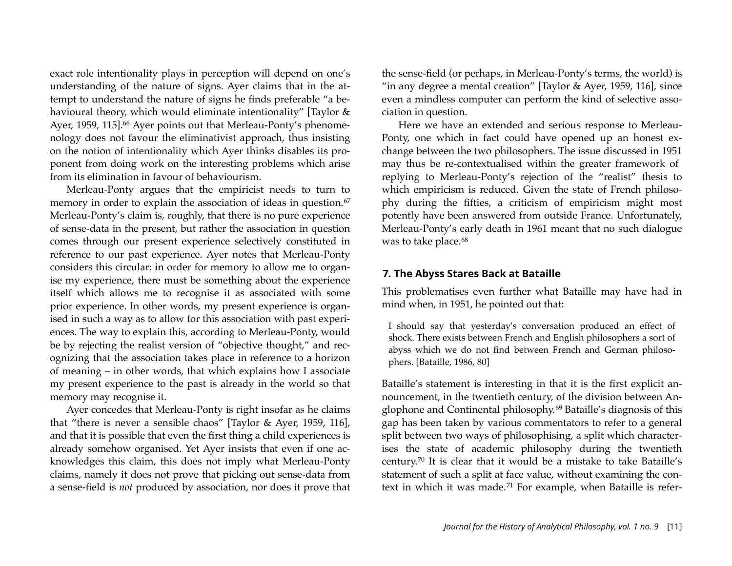exact role intentionality plays in perception will depend on one's understanding of the nature of signs. Ayer claims that in the attempt to understand the nature of signs he finds preferable "a behavioural theory, which would eliminate intentionality" [Taylor & Ayer, 1959, 115].[66] Ayer points out that Merleau-Ponty's phenomenology does not favour the eliminativist approach, thus insisting on the notion of intentionality which Ayer thinks disables its proponent from doing work on the interesting problems which arise from its elimination in favour of behaviourism.

Merleau-Ponty argues that the empiricist needs to turn to memory in order to explain the association of ideas in question.[67] Merleau-Ponty's claim is, roughly, that there is no pure experience of sense-data in the present, but rather the association in question comes through our present experience selectively constituted in reference to our past experience. Ayer notes that Merleau-Ponty considers this circular: in order for memory to allow me to organise my experience, there must be something about the experience itself which allows me to recognise it as associated with some prior experience. In other words, my present experience is organised in such a way as to allow for this association with past experiences. The way to explain this, according to Merleau-Ponty, would be by rejecting the realist version of "objective thought," and recognizing that the association takes place in reference to a horizon of meaning – in other words, that which explains how I associate my present experience to the past is already in the world so that memory may recognise it.

Ayer concedes that Merleau-Ponty is right insofar as he claims that "there is never a sensible chaos" [Taylor & Ayer, 1959, 116], and that it is possible that even the first thing a child experiences is already somehow organised. Yet Ayer insists that even if one acknowledges this claim, this does not imply what Merleau-Ponty claims, namely it does not prove that picking out sense-data from a sense-field is *not* produced by association, nor does it prove that the sense-field (or perhaps, in Merleau-Ponty's terms, the world) is "in any degree a mental creation" [Taylor & Ayer, 1959, 116], since even a mindless computer can perform the kind of selective association in question.

Here we have an extended and serious response to Merleau-Ponty, one which in fact could have opened up an honest exchange between the two philosophers. The issue discussed in 1951 may thus be re-contextualised within the greater framework of replying to Merleau-Ponty's rejection of the "realist" thesis to which empiricism is reduced. Given the state of French philosophy during the fifties, a criticism of empiricism might most potently have been answered from outside France. Unfortunately, Merleau-Ponty's early death in 1961 meant that no such dialogue was to take place.[68]

## 7. The Abyss Stares Back at Bataille

This problematises even further what Bataille may have had in mind when, in 1951, he pointed out that:

> I should say that yesterday's conversation produced an effect of shock. There exists between French and English philosophers a sort of abyss which we do not find between French and German philosophers. [Bataille, 1986, 80]

Bataille's statement is interesting in that it is the first explicit announcement, in the twentieth century, of the division between Anglophone and Continental philosophy.[69] Bataille's diagnosis of this gap has been taken by various commentators to refer to a general split between two ways of philosophising, a split which characterises the state of academic philosophy during the twentieth century.[70] It is clear that it would be a mistake to take Bataille's statement of such a split at face value, without examining the context in which it was made.[71] For example, when Bataille is refer-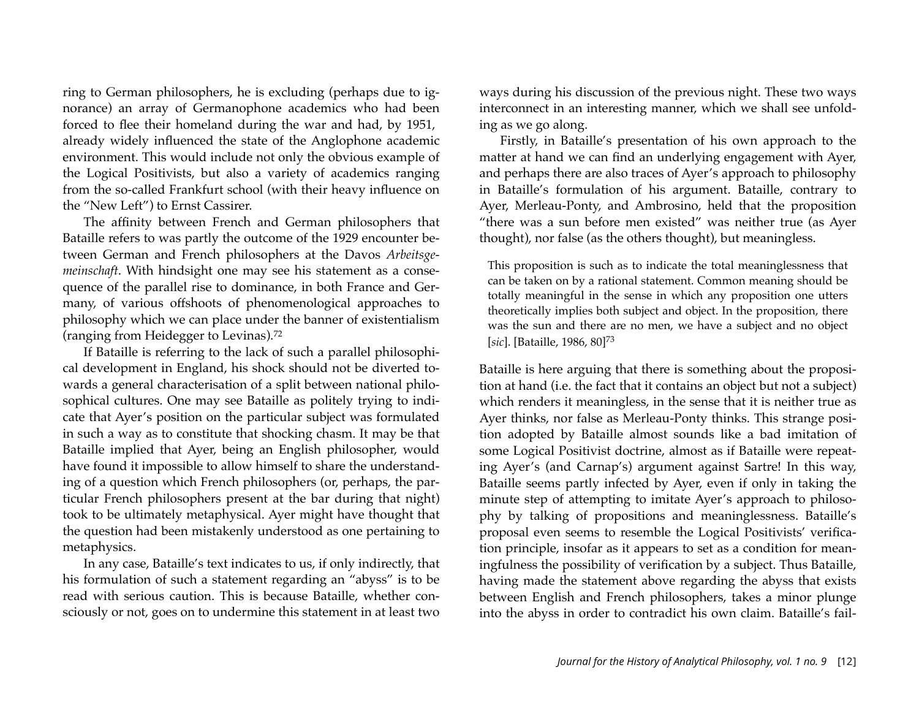ring to German philosophers, he is excluding (perhaps due to ignorance) an array of Germanophone academics who had been forced to flee their homeland during the war and had, by 1951, already widely influenced the state of the Anglophone academic environment. This would include not only the obvious example of the Logical Positivists, but also a variety of academics ranging from the so-called Frankfurt school (with their heavy influence on the "New Left") to Ernst Cassirer.

The affinity between French and German philosophers that Bataille refers to was partly the outcome of the 1929 encounter between German and French philosophers at the Davos *Arbeitsgemeinschaft*. With hindsight one may see his statement as a consequence of the parallel rise to dominance, in both France and Germany, of various offshoots of phenomenological approaches to philosophy which we can place under the banner of existentialism (ranging from Heidegger to Levinas).[72]

If Bataille is referring to the lack of such a parallel philosophical development in England, his shock should not be diverted towards a general characterisation of a split between national philosophical cultures. One may see Bataille as politely trying to indicate that Ayer's position on the particular subject was formulated in such a way as to constitute that shocking chasm. It may be that Bataille implied that Ayer, being an English philosopher, would have found it impossible to allow himself to share the understanding of a question which French philosophers (or, perhaps, the particular French philosophers present at the bar during that night) took to be ultimately metaphysical. Ayer might have thought that the question had been mistakenly understood as one pertaining to metaphysics.

In any case, Bataille's text indicates to us, if only indirectly, that his formulation of such a statement regarding an "abyss" is to be read with serious caution. This is because Bataille, whether consciously or not, goes on to undermine this statement in at least two ways during his discussion of the previous night. These two ways interconnect in an interesting manner, which we shall see unfolding as we go along.

Firstly, in Bataille's presentation of his own approach to the matter at hand we can find an underlying engagement with Ayer, and perhaps there are also traces of Ayer's approach to philosophy in Bataille's formulation of his argument. Bataille, contrary to Ayer, Merleau-Ponty, and Ambrosino, held that the proposition "there was a sun before men existed" was neither true (as Ayer thought), nor false (as the others thought), but meaningless.

> This proposition is such as to indicate the total meaninglessness that can be taken on by a rational statement. Common meaning should be totally meaningful in the sense in which any proposition one utters theoretically implies both subject and object. In the proposition, there was the sun and there are no men, we have a subject and no object [*sic*]. [Bataille, 1986, 80][73]

Bataille is here arguing that there is something about the proposition at hand (i.e. the fact that it contains an object but not a subject) which renders it meaningless, in the sense that it is neither true as Ayer thinks, nor false as Merleau-Ponty thinks. This strange position adopted by Bataille almost sounds like a bad imitation of some Logical Positivist doctrine, almost as if Bataille were repeating Ayer's (and Carnap's) argument against Sartre! In this way, Bataille seems partly infected by Ayer, even if only in taking the minute step of attempting to imitate Ayer's approach to philosophy by talking of propositions and meaninglessness. Bataille's proposal even seems to resemble the Logical Positivists' verification principle, insofar as it appears to set as a condition for meaningfulness the possibility of verification by a subject. Thus Bataille, having made the statement above regarding the abyss that exists between English and French philosophers, takes a minor plunge into the abyss in order to contradict his own claim. Bataille's fail-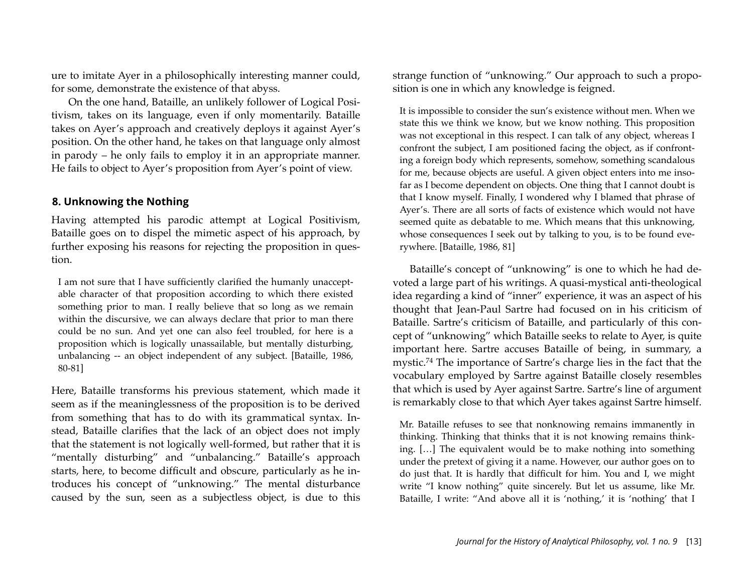ure to imitate Ayer in a philosophically interesting manner could, for some, demonstrate the existence of that abyss.

On the one hand, Bataille, an unlikely follower of Logical Positivism, takes on its language, even if only momentarily. Bataille takes on Ayer's approach and creatively deploys it against Ayer's position. On the other hand, he takes on that language only almost in parody – he only fails to employ it in an appropriate manner. He fails to object to Ayer's proposition from Ayer's point of view.

## 8. Unknowing the Nothing

Having attempted his parodic attempt at Logical Positivism, Bataille goes on to dispel the mimetic aspect of his approach, by further exposing his reasons for rejecting the proposition in question.

> I am not sure that I have sufficiently clarified the humanly unacceptable character of that proposition according to which there existed something prior to man. I really believe that so long as we remain within the discursive, we can always declare that prior to man there could be no sun. And yet one can also feel troubled, for here is a proposition which is logically unassailable, but mentally disturbing, unbalancing -- an object independent of any subject. [Bataille, 1986, 80-81]

Here, Bataille transforms his previous statement, which made it seem as if the meaninglessness of the proposition is to be derived from something that has to do with its grammatical syntax. Instead, Bataille clarifies that the lack of an object does not imply that the statement is not logically well-formed, but rather that it is "mentally disturbing" and "unbalancing." Bataille's approach starts, here, to become difficult and obscure, particularly as he introduces his concept of "unknowing." The mental disturbance caused by the sun, seen as a subjectless object, is due to this strange function of "unknowing." Our approach to such a proposition is one in which any knowledge is feigned.

> It is impossible to consider the sun's existence without men. When we state this we think we know, but we know nothing. This proposition was not exceptional in this respect. I can talk of any object, whereas I confront the subject, I am positioned facing the object, as if confronting a foreign body which represents, somehow, something scandalous for me, because objects are useful. A given object enters into me insofar as I become dependent on objects. One thing that I cannot doubt is that I know myself. Finally, I wondered why I blamed that phrase of Ayer's. There are all sorts of facts of existence which would not have seemed quite as debatable to me. Which means that this unknowing, whose consequences I seek out by talking to you, is to be found everywhere. [Bataille, 1986, 81]

Bataille's concept of "unknowing" is one to which he had devoted a large part of his writings. A quasi-mystical anti-theological idea regarding a kind of "inner" experience, it was an aspect of his thought that Jean-Paul Sartre had focused on in his criticism of Bataille. Sartre's criticism of Bataille, and particularly of this concept of "unknowing" which Bataille seeks to relate to Ayer, is quite important here. Sartre accuses Bataille of being, in summary, a mystic.[74] The importance of Sartre's charge lies in the fact that the vocabulary employed by Sartre against Bataille closely resembles that which is used by Ayer against Sartre. Sartre's line of argument is remarkably close to that which Ayer takes against Sartre himself.

> Mr. Bataille refuses to see that nonknowing remains immanently in thinking. Thinking that thinks that it is not knowing remains thinking. […] The equivalent would be to make nothing into something under the pretext of giving it a name. However, our author goes on to do just that. It is hardly that difficult for him. You and I, we might write "I know nothing" quite sincerely. But let us assume, like Mr. Bataille, I write: "And above all it is 'nothing,' it is 'nothing' that I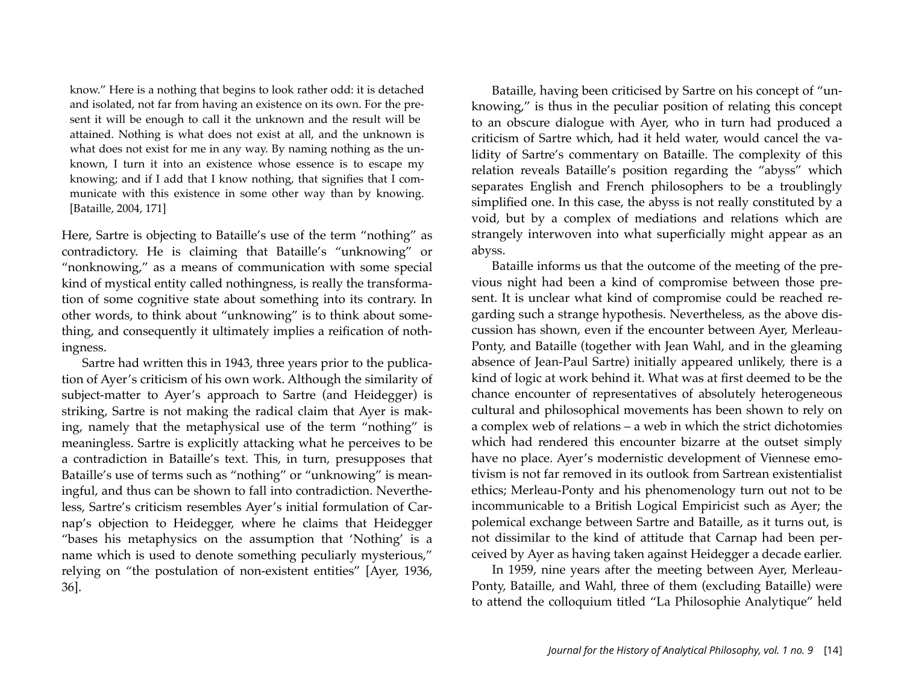> know." Here is a nothing that begins to look rather odd: it is detached and isolated, not far from having an existence on its own. For the present it will be enough to call it the unknown and the result will be attained. Nothing is what does not exist at all, and the unknown is what does not exist for me in any way. By naming nothing as the unknown, I turn it into an existence whose essence is to escape my knowing; and if I add that I know nothing, that signifies that I communicate with this existence in some other way than by knowing. [Bataille, 2004, 171]

Here, Sartre is objecting to Bataille's use of the term "nothing" as contradictory. He is claiming that Bataille's "unknowing" or "nonknowing," as a means of communication with some special kind of mystical entity called nothingness, is really the transformation of some cognitive state about something into its contrary. In other words, to think about "unknowing" is to think about something, and consequently it ultimately implies a reification of nothingness.

Sartre had written this in 1943, three years prior to the publication of Ayer's criticism of his own work. Although the similarity of subject-matter to Ayer's approach to Sartre (and Heidegger) is striking, Sartre is not making the radical claim that Ayer is making, namely that the metaphysical use of the term "nothing" is meaningless. Sartre is explicitly attacking what he perceives to be a contradiction in Bataille's text. This, in turn, presupposes that Bataille's use of terms such as "nothing" or "unknowing" is meaningful, and thus can be shown to fall into contradiction. Nevertheless, Sartre's criticism resembles Ayer's initial formulation of Carnap's objection to Heidegger, where he claims that Heidegger "bases his metaphysics on the assumption that 'Nothing' is a name which is used to denote something peculiarly mysterious," relying on "the postulation of non-existent entities" [Ayer, 1936, 36].

Bataille, having been criticised by Sartre on his concept of "unknowing," is thus in the peculiar position of relating this concept to an obscure dialogue with Ayer, who in turn had produced a criticism of Sartre which, had it held water, would cancel the validity of Sartre's commentary on Bataille. The complexity of this relation reveals Bataille's position regarding the "abyss" which separates English and French philosophers to be a troublingly simplified one. In this case, the abyss is not really constituted by a void, but by a complex of mediations and relations which are strangely interwoven into what superficially might appear as an abyss.

Bataille informs us that the outcome of the meeting of the previous night had been a kind of compromise between those present. It is unclear what kind of compromise could be reached regarding such a strange hypothesis. Nevertheless, as the above discussion has shown, even if the encounter between Ayer, Merleau-Ponty, and Bataille (together with Jean Wahl, and in the gleaming absence of Jean-Paul Sartre) initially appeared unlikely, there is a kind of logic at work behind it. What was at first deemed to be the chance encounter of representatives of absolutely heterogeneous cultural and philosophical movements has been shown to rely on a complex web of relations – a web in which the strict dichotomies which had rendered this encounter bizarre at the outset simply have no place. Ayer's modernistic development of Viennese emotivism is not far removed in its outlook from Sartrean existentialist ethics; Merleau-Ponty and his phenomenology turn out not to be incommunicable to a British Logical Empiricist such as Ayer; the polemical exchange between Sartre and Bataille, as it turns out, is not dissimilar to the kind of attitude that Carnap had been perceived by Ayer as having taken against Heidegger a decade earlier.

In 1959, nine years after the meeting between Ayer, Merleau-Ponty, Bataille, and Wahl, three of them (excluding Bataille) were to attend the colloquium titled "La Philosophie Analytique" held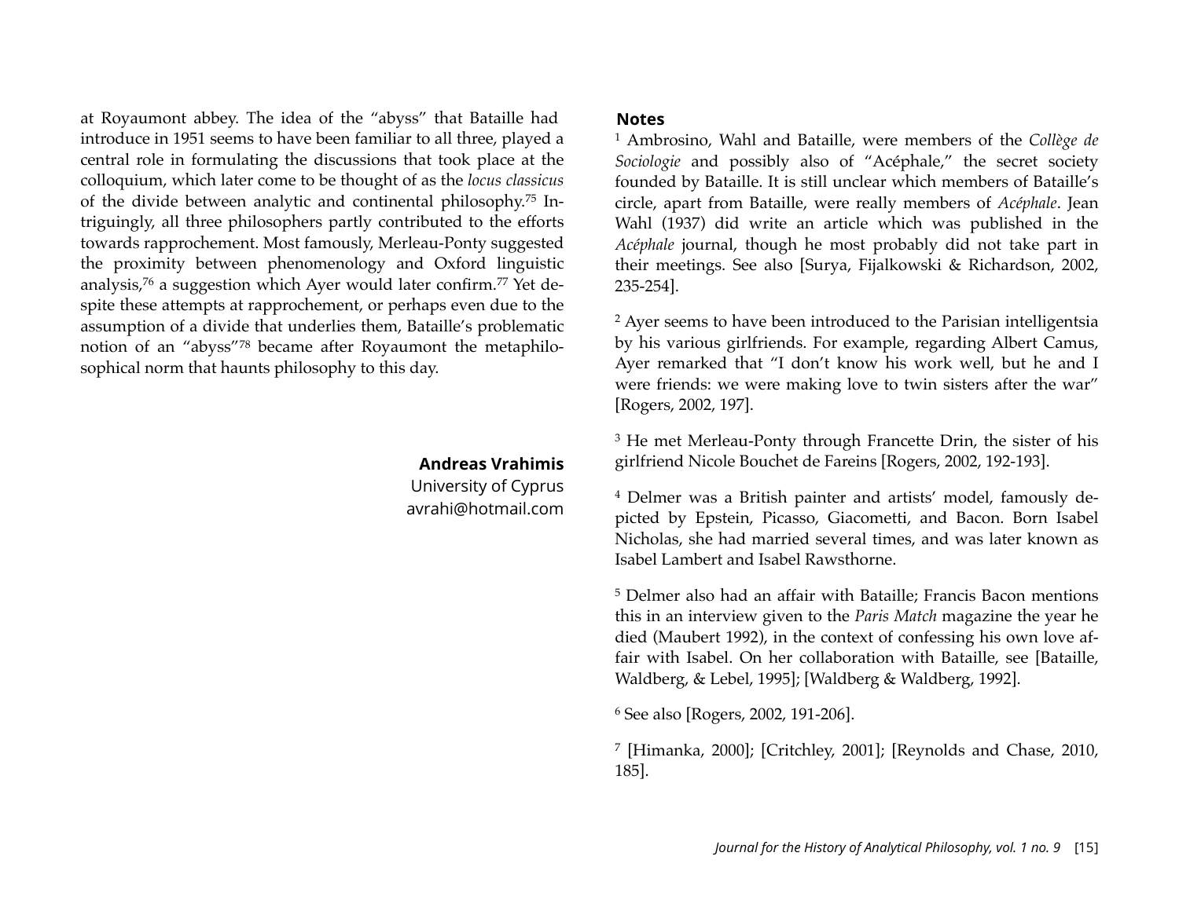at Royaumont abbey. The idea of the "abyss" that Bataille had introduce in 1951 seems to have been familiar to all three, played a central role in formulating the discussions that took place at the colloquium, which later come to be thought of as the *locus classicus* of the divide between analytic and continental philosophy.[75] Intriguingly, all three philosophers partly contributed to the efforts towards rapprochement. Most famously, Merleau-Ponty suggested the proximity between phenomenology and Oxford linguistic analysis,[76] a suggestion which Ayer would later confirm.[77] Yet despite these attempts at rapprochement, or perhaps even due to the assumption of a divide that underlies them, Bataille's problematic notion of an "abyss"[78] became after Royaumont the metaphilosophical norm that haunts philosophy to this day.

**Andreas Vrahimis**
University of Cyprus
avrahi@hotmail.com

## Notes

[1] Ambrosino, Wahl and Bataille, were members of the *Collège de Sociologie* and possibly also of "Acéphale," the secret society founded by Bataille. It is still unclear which members of Bataille's circle, apart from Bataille, were really members of *Acéphale*. Jean Wahl (1937) did write an article which was published in the *Acéphale* journal, though he most probably did not take part in their meetings. See also [Surya, Fijalkowski & Richardson, 2002, 235-254].

[2] Ayer seems to have been introduced to the Parisian intelligentsia by his various girlfriends. For example, regarding Albert Camus, Ayer remarked that "I don't know his work well, but he and I were friends: we were making love to twin sisters after the war" [Rogers, 2002, 197].

[3] He met Merleau-Ponty through Francette Drin, the sister of his girlfriend Nicole Bouchet de Fareins [Rogers, 2002, 192-193].

[4] Delmer was a British painter and artists' model, famously depicted by Epstein, Picasso, Giacometti, and Bacon. Born Isabel Nicholas, she had married several times, and was later known as Isabel Lambert and Isabel Rawsthorne.

[5] Delmer also had an affair with Bataille; Francis Bacon mentions this in an interview given to the *Paris Match* magazine the year he died (Maubert 1992), in the context of confessing his own love affair with Isabel. On her collaboration with Bataille, see [Bataille, Waldberg, & Lebel, 1995]; [Waldberg & Waldberg, 1992].

[6] See also [Rogers, 2002, 191-206].

[7] [Himanka, 2000]; [Critchley, 2001]; [Reynolds and Chase, 2010, 185].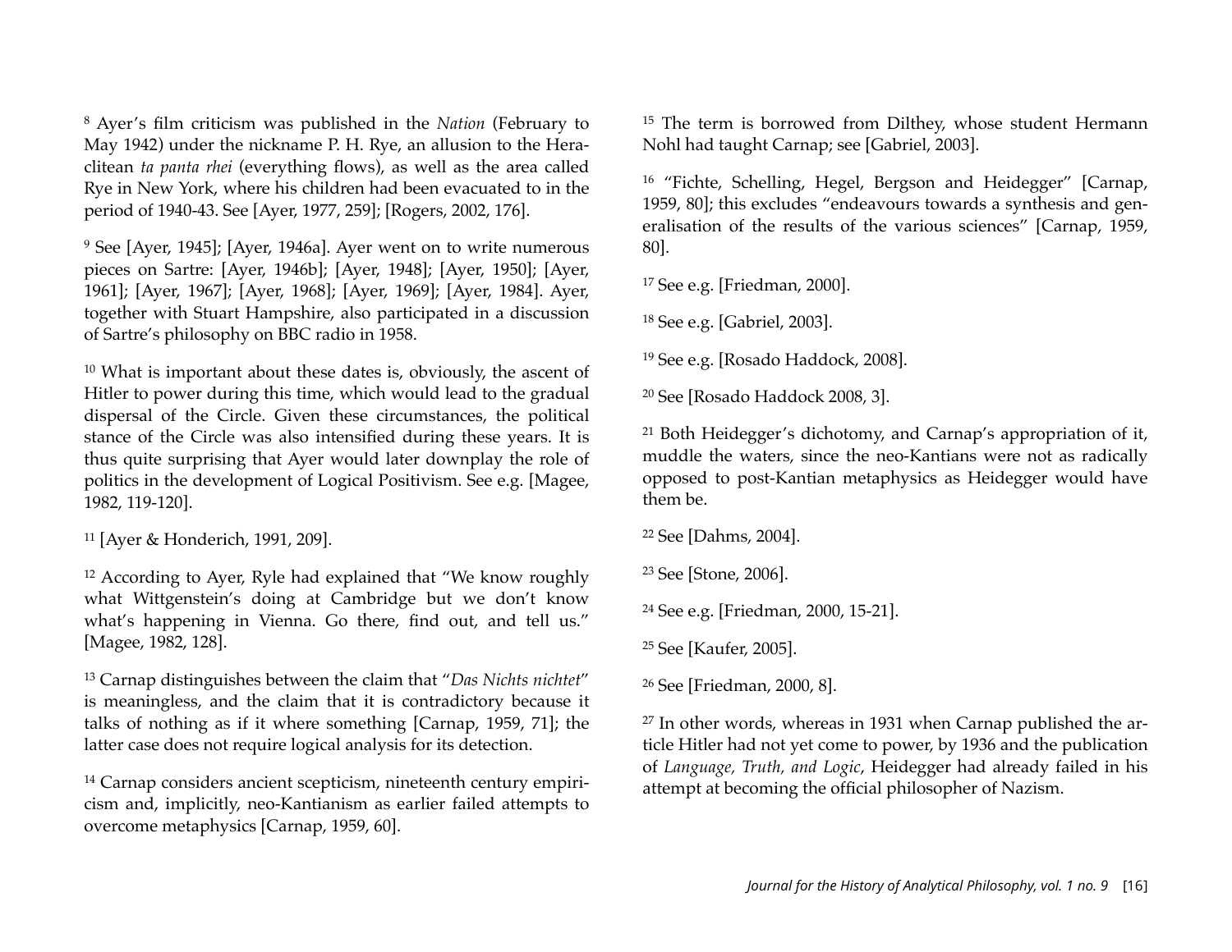[8] Ayer's film criticism was published in the *Nation* (February to May 1942) under the nickname P. H. Rye, an allusion to the Heraclitean *ta panta rhei* (everything flows), as well as the area called Rye in New York, where his children had been evacuated to in the period of 1940-43. See [Ayer, 1977, 259]; [Rogers, 2002, 176].

[9] See [Ayer, 1945]; [Ayer, 1946a]. Ayer went on to write numerous pieces on Sartre: [Ayer, 1946b]; [Ayer, 1948]; [Ayer, 1950]; [Ayer, 1961]; [Ayer, 1967]; [Ayer, 1968]; [Ayer, 1969]; [Ayer, 1984]. Ayer, together with Stuart Hampshire, also participated in a discussion of Sartre's philosophy on BBC radio in 1958.

[10] What is important about these dates is, obviously, the ascent of Hitler to power during this time, which would lead to the gradual dispersal of the Circle. Given these circumstances, the political stance of the Circle was also intensified during these years. It is thus quite surprising that Ayer would later downplay the role of politics in the development of Logical Positivism. See e.g. [Magee, 1982, 119-120].

[11] [Ayer & Honderich, 1991, 209].

[12] According to Ayer, Ryle had explained that "We know roughly what Wittgenstein's doing at Cambridge but we don't know what's happening in Vienna. Go there, find out, and tell us." [Magee, 1982, 128].

[13] Carnap distinguishes between the claim that "*Das Nichts nichtet*" is meaningless, and the claim that it is contradictory because it talks of nothing as if it where something [Carnap, 1959, 71]; the latter case does not require logical analysis for its detection.

[14] Carnap considers ancient scepticism, nineteenth century empiricism and, implicitly, neo-Kantianism as earlier failed attempts to overcome metaphysics [Carnap, 1959, 60].

[15] The term is borrowed from Dilthey, whose student Hermann Nohl had taught Carnap; see [Gabriel, 2003].

[16] "Fichte, Schelling, Hegel, Bergson and Heidegger" [Carnap, 1959, 80]; this excludes "endeavours towards a synthesis and generalisation of the results of the various sciences" [Carnap, 1959, 80].

[17] See e.g. [Friedman, 2000].

[18] See e.g. [Gabriel, 2003].

[19] See e.g. [Rosado Haddock, 2008].

[20] See [Rosado Haddock 2008, 3].

[21] Both Heidegger's dichotomy, and Carnap's appropriation of it, muddle the waters, since the neo-Kantians were not as radically opposed to post-Kantian metaphysics as Heidegger would have them be.

[22] See [Dahms, 2004].

[23] See [Stone, 2006].

[24] See e.g. [Friedman, 2000, 15-21].

[25] See [Kaufer, 2005].

[26] See [Friedman, 2000, 8].

[27] In other words, whereas in 1931 when Carnap published the article Hitler had not yet come to power, by 1936 and the publication of *Language, Truth, and Logic*, Heidegger had already failed in his attempt at becoming the official philosopher of Nazism.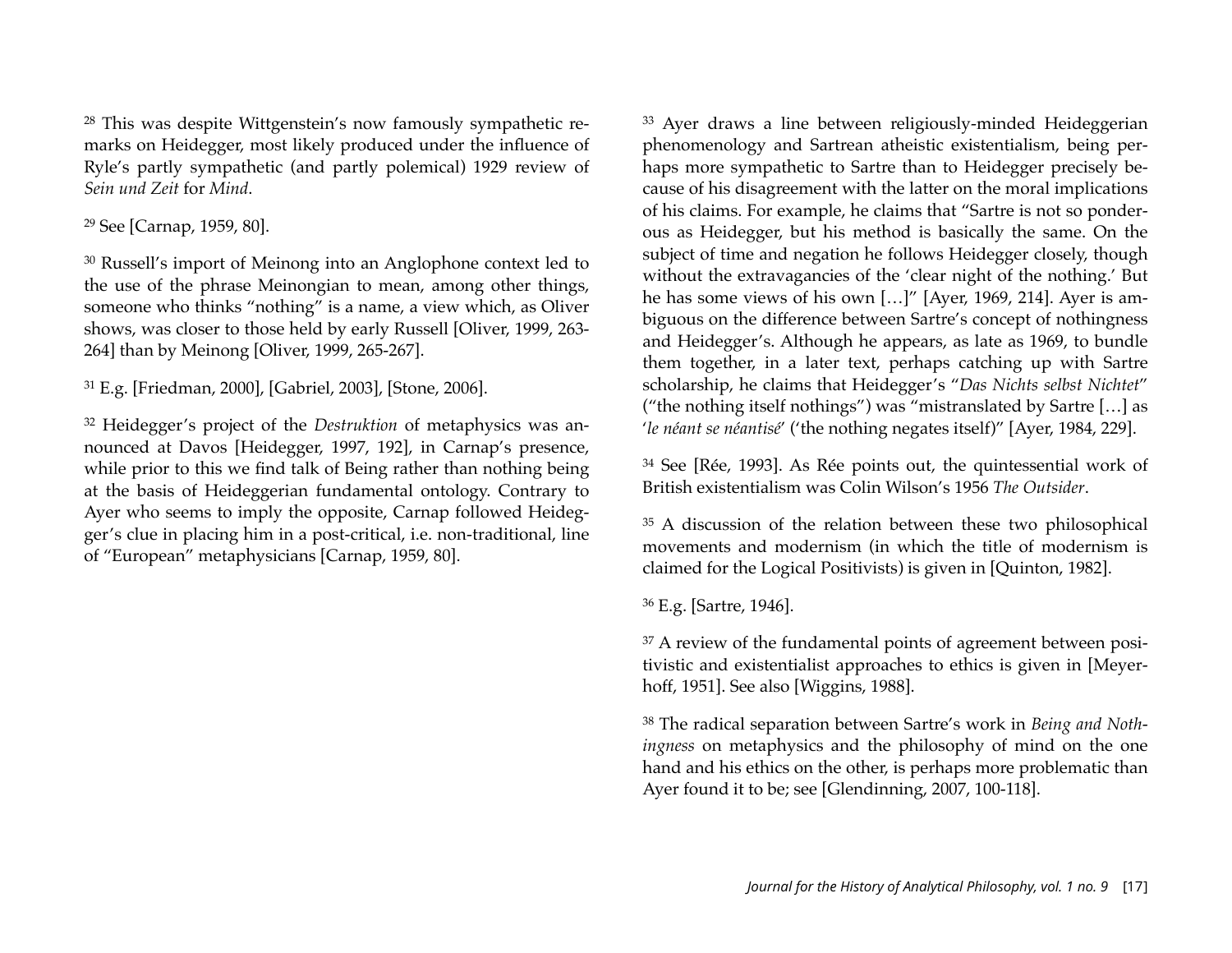[28] This was despite Wittgenstein's now famously sympathetic remarks on Heidegger, most likely produced under the influence of Ryle's partly sympathetic (and partly polemical) 1929 review of *Sein und Zeit* for *Mind*.

[29] See [Carnap, 1959, 80].

[30] Russell's import of Meinong into an Anglophone context led to the use of the phrase Meinongian to mean, among other things, someone who thinks "nothing" is a name, a view which, as Oliver shows, was closer to those held by early Russell [Oliver, 1999, 263-264] than by Meinong [Oliver, 1999, 265-267].

[31] E.g. [Friedman, 2000], [Gabriel, 2003], [Stone, 2006].

[32] Heidegger's project of the *Destruktion* of metaphysics was announced at Davos [Heidegger, 1997, 192], in Carnap's presence, while prior to this we find talk of Being rather than nothing being at the basis of Heideggerian fundamental ontology. Contrary to Ayer who seems to imply the opposite, Carnap followed Heidegger's clue in placing him in a post-critical, i.e. non-traditional, line of "European" metaphysicians [Carnap, 1959, 80].

[33] Ayer draws a line between religiously-minded Heideggerian phenomenology and Sartrean atheistic existentialism, being perhaps more sympathetic to Sartre than to Heidegger precisely because of his disagreement with the latter on the moral implications of his claims. For example, he claims that "Sartre is not so ponderous as Heidegger, but his method is basically the same. On the subject of time and negation he follows Heidegger closely, though without the extravagancies of the 'clear night of the nothing.' But he has some views of his own […]" [Ayer, 1969, 214]. Ayer is ambiguous on the difference between Sartre's concept of nothingness and Heidegger's. Although he appears, as late as 1969, to bundle them together, in a later text, perhaps catching up with Sartre scholarship, he claims that Heidegger's "*Das Nichts selbst Nichtet*" ("the nothing itself nothings") was "mistranslated by Sartre […] as '*le néant se néantisé*' ('the nothing negates itself)" [Ayer, 1984, 229].

[34] See [Rée, 1993]. As Rée points out, the quintessential work of British existentialism was Colin Wilson's 1956 *The Outsider*.

[35] A discussion of the relation between these two philosophical movements and modernism (in which the title of modernism is claimed for the Logical Positivists) is given in [Quinton, 1982].

[36] E.g. [Sartre, 1946].

[37] A review of the fundamental points of agreement between positivistic and existentialist approaches to ethics is given in [Meyerhoff, 1951]. See also [Wiggins, 1988].

[38] The radical separation between Sartre's work in *Being and Nothingness* on metaphysics and the philosophy of mind on the one hand and his ethics on the other, is perhaps more problematic than Ayer found it to be; see [Glendinning, 2007, 100-118].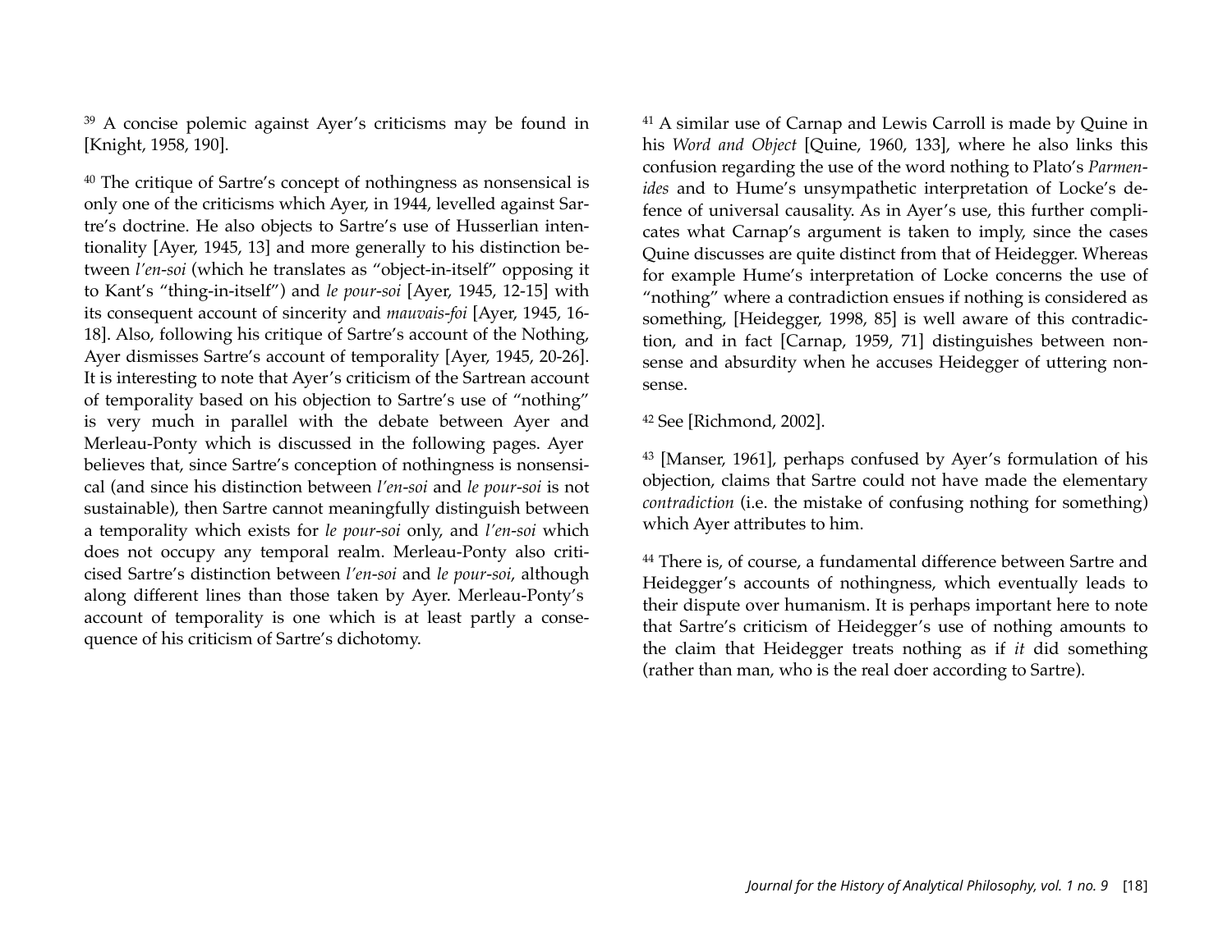[39] A concise polemic against Ayer's criticisms may be found in [Knight, 1958, 190].

[40] The critique of Sartre's concept of nothingness as nonsensical is only one of the criticisms which Ayer, in 1944, levelled against Sartre's doctrine. He also objects to Sartre's use of Husserlian intentionality [Ayer, 1945, 13] and more generally to his distinction between *l'en-soi* (which he translates as "object-in-itself" opposing it to Kant's "thing-in-itself") and *le pour-soi* [Ayer, 1945, 12-15] with its consequent account of sincerity and *mauvais-foi* [Ayer, 1945, 16-18]. Also, following his critique of Sartre's account of the Nothing, Ayer dismisses Sartre's account of temporality [Ayer, 1945, 20-26]. It is interesting to note that Ayer's criticism of the Sartrean account of temporality based on his objection to Sartre's use of "nothing" is very much in parallel with the debate between Ayer and Merleau-Ponty which is discussed in the following pages. Ayer believes that, since Sartre's conception of nothingness is nonsensical (and since his distinction between *l'en-soi* and *le pour-soi* is not sustainable), then Sartre cannot meaningfully distinguish between a temporality which exists for *le pour-soi* only, and *l'en-soi* which does not occupy any temporal realm. Merleau-Ponty also criticised Sartre's distinction between *l'en-soi* and *le pour-soi*, although along different lines than those taken by Ayer. Merleau-Ponty's account of temporality is one which is at least partly a consequence of his criticism of Sartre's dichotomy.

[41] A similar use of Carnap and Lewis Carroll is made by Quine in his *Word and Object* [Quine, 1960, 133], where he also links this confusion regarding the use of the word nothing to Plato's *Parmenides* and to Hume's unsympathetic interpretation of Locke's defence of universal causality. As in Ayer's use, this further complicates what Carnap's argument is taken to imply, since the cases Quine discusses are quite distinct from that of Heidegger. Whereas for example Hume's interpretation of Locke concerns the use of "nothing" where a contradiction ensues if nothing is considered as something, [Heidegger, 1998, 85] is well aware of this contradiction, and in fact [Carnap, 1959, 71] distinguishes between nonsense and absurdity when he accuses Heidegger of uttering nonsense.

[42] See [Richmond, 2002].

[43] [Manser, 1961], perhaps confused by Ayer's formulation of his objection, claims that Sartre could not have made the elementary *contradiction* (i.e. the mistake of confusing nothing for something) which Ayer attributes to him.

[44] There is, of course, a fundamental difference between Sartre and Heidegger's accounts of nothingness, which eventually leads to their dispute over humanism. It is perhaps important here to note that Sartre's criticism of Heidegger's use of nothing amounts to the claim that Heidegger treats nothing as if *it* did something (rather than man, who is the real doer according to Sartre).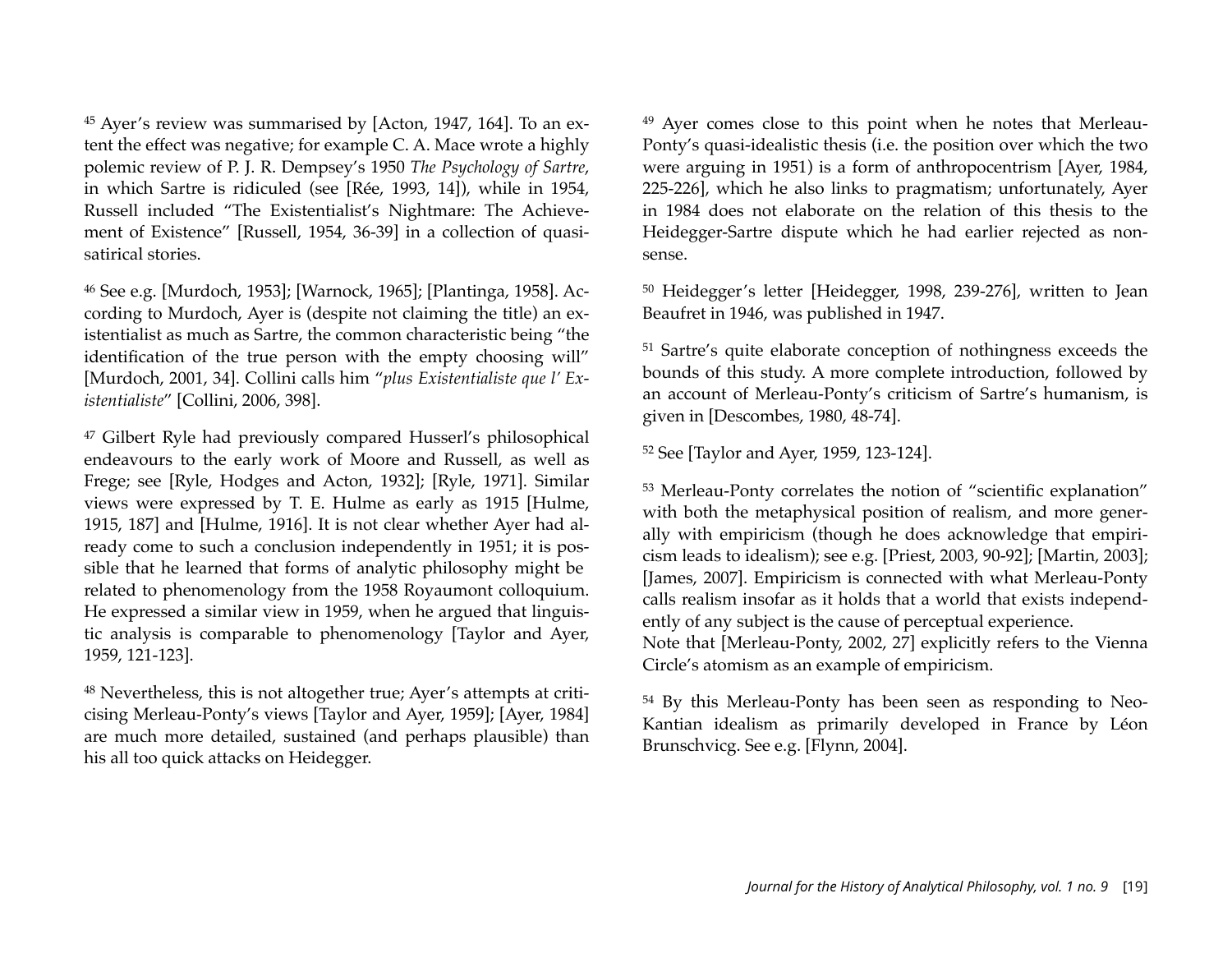[45] Ayer's review was summarised by [Acton, 1947, 164]. To an extent the effect was negative; for example C. A. Mace wrote a highly polemic review of P. J. R. Dempsey's 1950 *The Psychology of Sartre*, in which Sartre is ridiculed (see [Rée, 1993, 14]), while in 1954, Russell included "The Existentialist's Nightmare: The Achievement of Existence" [Russell, 1954, 36-39] in a collection of quasi-satirical stories.

[46] See e.g. [Murdoch, 1953]; [Warnock, 1965]; [Plantinga, 1958]. According to Murdoch, Ayer is (despite not claiming the title) an existentialist as much as Sartre, the common characteristic being "the identification of the true person with the empty choosing will" [Murdoch, 2001, 34]. Collini calls him "*plus Existentialiste que l' Existentialiste*" [Collini, 2006, 398].

[47] Gilbert Ryle had previously compared Husserl's philosophical endeavours to the early work of Moore and Russell, as well as Frege; see [Ryle, Hodges and Acton, 1932]; [Ryle, 1971]. Similar views were expressed by T. E. Hulme as early as 1915 [Hulme, 1915, 187] and [Hulme, 1916]. It is not clear whether Ayer had already come to such a conclusion independently in 1951; it is possible that he learned that forms of analytic philosophy might be related to phenomenology from the 1958 Royaumont colloquium. He expressed a similar view in 1959, when he argued that linguistic analysis is comparable to phenomenology [Taylor and Ayer, 1959, 121-123].

[48] Nevertheless, this is not altogether true; Ayer's attempts at criticising Merleau-Ponty's views [Taylor and Ayer, 1959]; [Ayer, 1984] are much more detailed, sustained (and perhaps plausible) than his all too quick attacks on Heidegger.

[49] Ayer comes close to this point when he notes that Merleau-Ponty's quasi-idealistic thesis (i.e. the position over which the two were arguing in 1951) is a form of anthropocentrism [Ayer, 1984, 225-226], which he also links to pragmatism; unfortunately, Ayer in 1984 does not elaborate on the relation of this thesis to the Heidegger-Sartre dispute which he had earlier rejected as nonsense.

[50] Heidegger's letter [Heidegger, 1998, 239-276], written to Jean Beaufret in 1946, was published in 1947.

[51] Sartre's quite elaborate conception of nothingness exceeds the bounds of this study. A more complete introduction, followed by an account of Merleau-Ponty's criticism of Sartre's humanism, is given in [Descombes, 1980, 48-74].

[52] See [Taylor and Ayer, 1959, 123-124].

[53] Merleau-Ponty correlates the notion of "scientific explanation" with both the metaphysical position of realism, and more generally with empiricism (though he does acknowledge that empiricism leads to idealism); see e.g. [Priest, 2003, 90-92]; [Martin, 2003]; [James, 2007]. Empiricism is connected with what Merleau-Ponty calls realism insofar as it holds that a world that exists independently of any subject is the cause of perceptual experience.
Note that [Merleau-Ponty, 2002, 27] explicitly refers to the Vienna Circle's atomism as an example of empiricism.

[54] By this Merleau-Ponty has been seen as responding to Neo-Kantian idealism as primarily developed in France by Léon Brunschvicg. See e.g. [Flynn, 2004].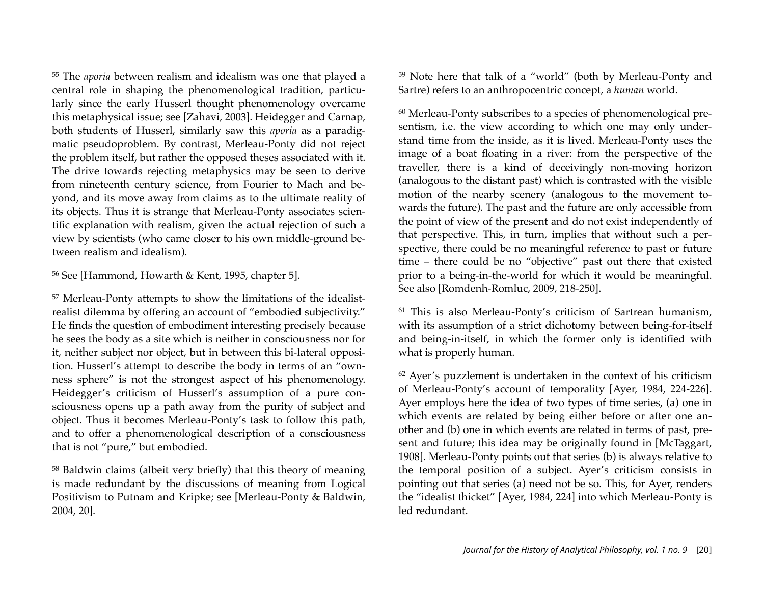[55] The *aporia* between realism and idealism was one that played a central role in shaping the phenomenological tradition, particularly since the early Husserl thought phenomenology overcame this metaphysical issue; see [Zahavi, 2003]. Heidegger and Carnap, both students of Husserl, similarly saw this *aporia* as a paradigmatic pseudoproblem. By contrast, Merleau-Ponty did not reject the problem itself, but rather the opposed theses associated with it. The drive towards rejecting metaphysics may be seen to derive from nineteenth century science, from Fourier to Mach and beyond, and its move away from claims as to the ultimate reality of its objects. Thus it is strange that Merleau-Ponty associates scientific explanation with realism, given the actual rejection of such a view by scientists (who came closer to his own middle-ground between realism and idealism).

[56] See [Hammond, Howarth & Kent, 1995, chapter 5].

[57] Merleau-Ponty attempts to show the limitations of the idealist-realist dilemma by offering an account of "embodied subjectivity." He finds the question of embodiment interesting precisely because he sees the body as a site which is neither in consciousness nor for it, neither subject nor object, but in between this bi-lateral opposition. Husserl's attempt to describe the body in terms of an "ownness sphere" is not the strongest aspect of his phenomenology. Heidegger's criticism of Husserl's assumption of a pure consciousness opens up a path away from the purity of subject and object. Thus it becomes Merleau-Ponty's task to follow this path, and to offer a phenomenological description of a consciousness that is not "pure," but embodied.

[58] Baldwin claims (albeit very briefly) that this theory of meaning is made redundant by the discussions of meaning from Logical Positivism to Putnam and Kripke; see [Merleau-Ponty & Baldwin, 2004, 20].

[59] Note here that talk of a "world" (both by Merleau-Ponty and Sartre) refers to an anthropocentric concept, a *human* world.

[60] Merleau-Ponty subscribes to a species of phenomenological presentism, i.e. the view according to which one may only understand time from the inside, as it is lived. Merleau-Ponty uses the image of a boat floating in a river: from the perspective of the traveller, there is a kind of deceivingly non-moving horizon (analogous to the distant past) which is contrasted with the visible motion of the nearby scenery (analogous to the movement towards the future). The past and the future are only accessible from the point of view of the present and do not exist independently of that perspective. This, in turn, implies that without such a perspective, there could be no meaningful reference to past or future time – there could be no "objective" past out there that existed prior to a being-in-the-world for which it would be meaningful. See also [Romdenh-Romluc, 2009, 218-250].

[61] This is also Merleau-Ponty's criticism of Sartrean humanism, with its assumption of a strict dichotomy between being-for-itself and being-in-itself, in which the former only is identified with what is properly human.

[62] Ayer's puzzlement is undertaken in the context of his criticism of Merleau-Ponty's account of temporality [Ayer, 1984, 224-226]. Ayer employs here the idea of two types of time series, (a) one in which events are related by being either before or after one another and (b) one in which events are related in terms of past, present and future; this idea may be originally found in [McTaggart, 1908]. Merleau-Ponty points out that series (b) is always relative to the temporal position of a subject. Ayer's criticism consists in pointing out that series (a) need not be so. This, for Ayer, renders the "idealist thicket" [Ayer, 1984, 224] into which Merleau-Ponty is led redundant.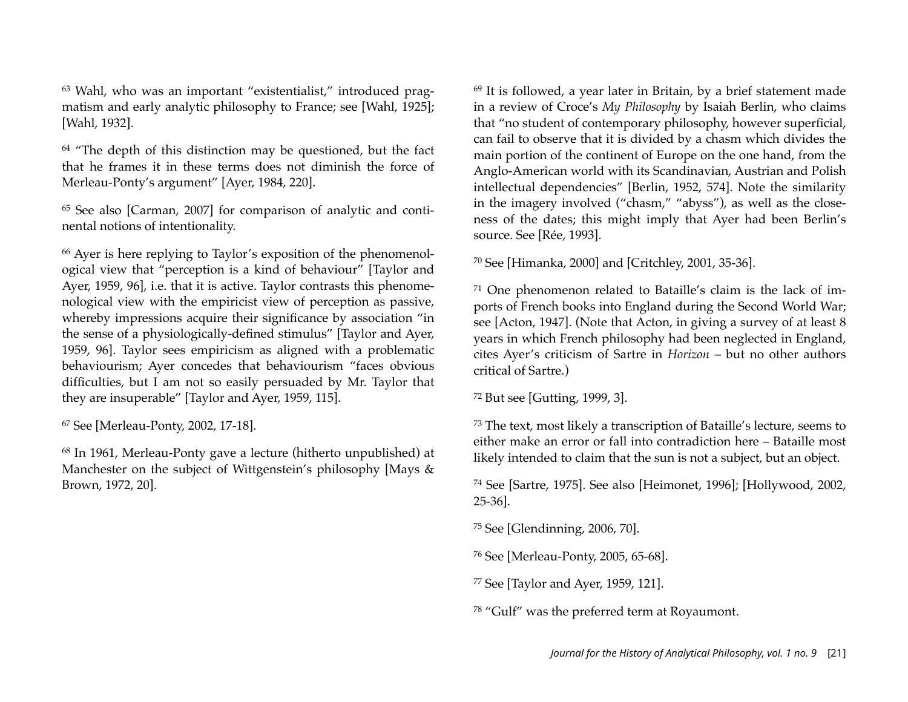[63] Wahl, who was an important "existentialist," introduced pragmatism and early analytic philosophy to France; see [Wahl, 1925]; [Wahl, 1932].

[64] "The depth of this distinction may be questioned, but the fact that he frames it in these terms does not diminish the force of Merleau-Ponty's argument" [Ayer, 1984, 220].

[65] See also [Carman, 2007] for comparison of analytic and continental notions of intentionality.

[66] Ayer is here replying to Taylor's exposition of the phenomenological view that "perception is a kind of behaviour" [Taylor and Ayer, 1959, 96], i.e. that it is active. Taylor contrasts this phenomenological view with the empiricist view of perception as passive, whereby impressions acquire their significance by association "in the sense of a physiologically-defined stimulus" [Taylor and Ayer, 1959, 96]. Taylor sees empiricism as aligned with a problematic behaviourism; Ayer concedes that behaviourism "faces obvious difficulties, but I am not so easily persuaded by Mr. Taylor that they are insuperable" [Taylor and Ayer, 1959, 115].

[67] See [Merleau-Ponty, 2002, 17-18].

[68] In 1961, Merleau-Ponty gave a lecture (hitherto unpublished) at Manchester on the subject of Wittgenstein's philosophy [Mays & Brown, 1972, 20].

[69] It is followed, a year later in Britain, by a brief statement made in a review of Croce's *My Philosophy* by Isaiah Berlin, who claims that "no student of contemporary philosophy, however superficial, can fail to observe that it is divided by a chasm which divides the main portion of the continent of Europe on the one hand, from the Anglo-American world with its Scandinavian, Austrian and Polish intellectual dependencies" [Berlin, 1952, 574]. Note the similarity in the imagery involved ("chasm," "abyss"), as well as the closeness of the dates; this might imply that Ayer had been Berlin's source. See [Rée, 1993].

[70] See [Himanka, 2000] and [Critchley, 2001, 35-36].

[71] One phenomenon related to Bataille's claim is the lack of imports of French books into England during the Second World War; see [Acton, 1947]. (Note that Acton, in giving a survey of at least 8 years in which French philosophy had been neglected in England, cites Ayer's criticism of Sartre in *Horizon* – but no other authors critical of Sartre.)

[72] But see [Gutting, 1999, 3].

[73] The text, most likely a transcription of Bataille's lecture, seems to either make an error or fall into contradiction here – Bataille most likely intended to claim that the sun is not a subject, but an object.

[74] See [Sartre, 1975]. See also [Heimonet, 1996]; [Hollywood, 2002, 25-36].

[75] See [Glendinning, 2006, 70].

[76] See [Merleau-Ponty, 2005, 65-68].

[77] See [Taylor and Ayer, 1959, 121].

[78] "Gulf" was the preferred term at Royaumont.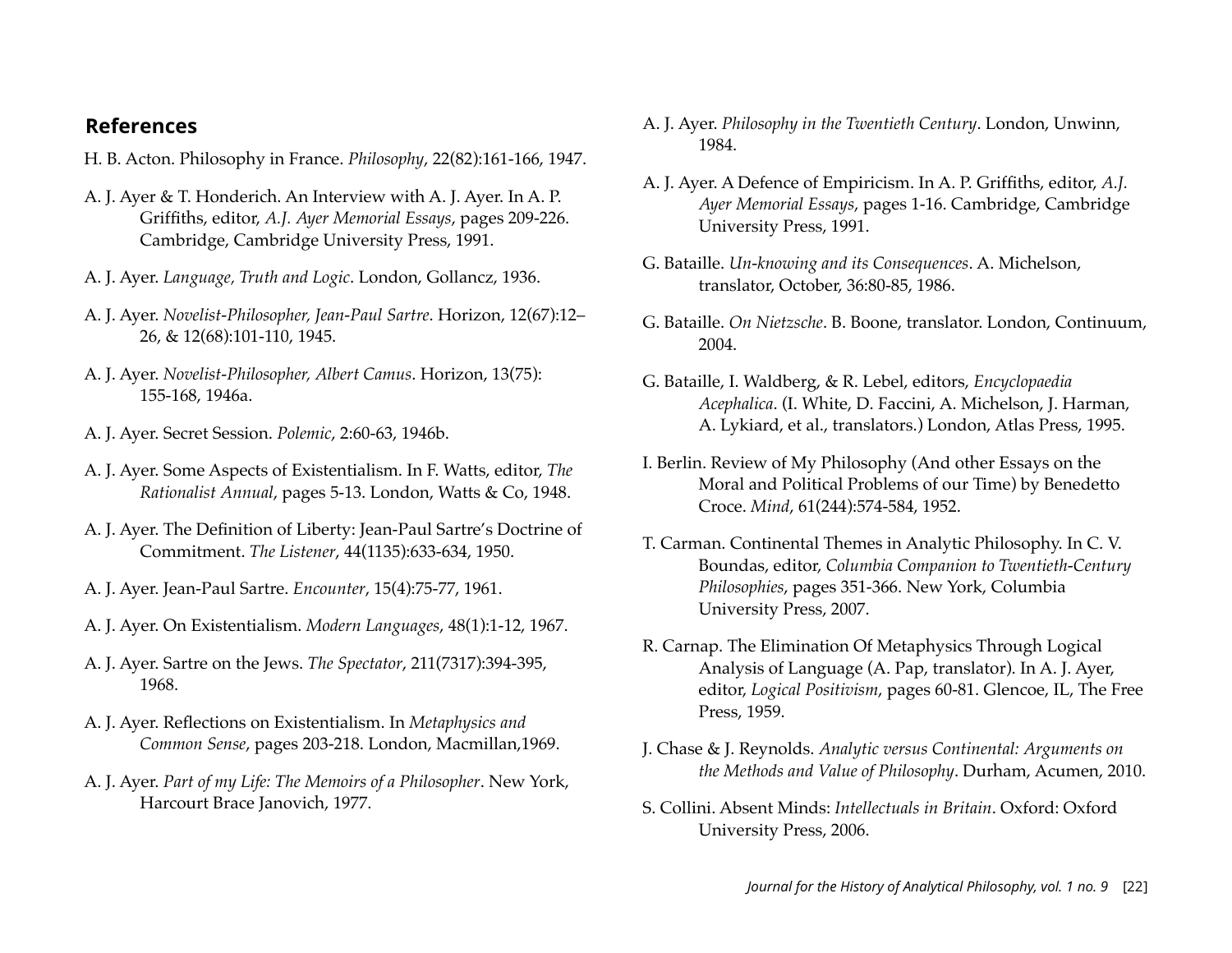## References

H. B. Acton. Philosophy in France. *Philosophy*, 22(82):161-166, 1947.

A. J. Ayer & T. Honderich. An Interview with A. J. Ayer. In A. P. Griffiths, editor, *A.J. Ayer Memorial Essays*, pages 209-226. Cambridge, Cambridge University Press, 1991.

A. J. Ayer. *Language, Truth and Logic*. London, Gollancz, 1936.

A. J. Ayer. *Novelist-Philosopher, Jean-Paul Sartre*. Horizon, 12(67):12–26, & 12(68):101-110, 1945.

A. J. Ayer. *Novelist-Philosopher, Albert Camus*. Horizon, 13(75): 155-168, 1946a.

A. J. Ayer. Secret Session. *Polemic*, 2:60-63, 1946b.

A. J. Ayer. Some Aspects of Existentialism. In F. Watts, editor, *The Rationalist Annual*, pages 5-13. London, Watts & Co, 1948.

A. J. Ayer. The Definition of Liberty: Jean-Paul Sartre's Doctrine of Commitment. *The Listener*, 44(1135):633-634, 1950.

A. J. Ayer. Jean-Paul Sartre. *Encounter*, 15(4):75-77, 1961.

A. J. Ayer. On Existentialism. *Modern Languages*, 48(1):1-12, 1967.

A. J. Ayer. Sartre on the Jews. *The Spectator*, 211(7317):394-395, 1968.

A. J. Ayer. Reflections on Existentialism. In *Metaphysics and Common Sense*, pages 203-218. London, Macmillan,1969.

A. J. Ayer. *Part of my Life: The Memoirs of a Philosopher*. New York, Harcourt Brace Janovich, 1977.

A. J. Ayer. *Philosophy in the Twentieth Century*. London, Unwinn, 1984.

A. J. Ayer. A Defence of Empiricism. In A. P. Griffiths, editor, *A.J. Ayer Memorial Essays*, pages 1-16. Cambridge, Cambridge University Press, 1991.

G. Bataille. *Un-knowing and its Consequences*. A. Michelson, translator, October, 36:80-85, 1986.

G. Bataille. *On Nietzsche*. B. Boone, translator. London, Continuum, 2004.

G. Bataille, I. Waldberg, & R. Lebel, editors, *Encyclopaedia Acephalica*. (I. White, D. Faccini, A. Michelson, J. Harman, A. Lykiard, et al., translators.) London, Atlas Press, 1995.

I. Berlin. Review of My Philosophy (And other Essays on the Moral and Political Problems of our Time) by Benedetto Croce. *Mind*, 61(244):574-584, 1952.

T. Carman. Continental Themes in Analytic Philosophy. In C. V. Boundas, editor, *Columbia Companion to Twentieth-Century Philosophies*, pages 351-366. New York, Columbia University Press, 2007.

R. Carnap. The Elimination Of Metaphysics Through Logical Analysis of Language (A. Pap, translator). In A. J. Ayer, editor, *Logical Positivism*, pages 60-81. Glencoe, IL, The Free Press, 1959.

J. Chase & J. Reynolds. *Analytic versus Continental: Arguments on the Methods and Value of Philosophy*. Durham, Acumen, 2010.

S. Collini. Absent Minds: *Intellectuals in Britain*. Oxford: Oxford University Press, 2006.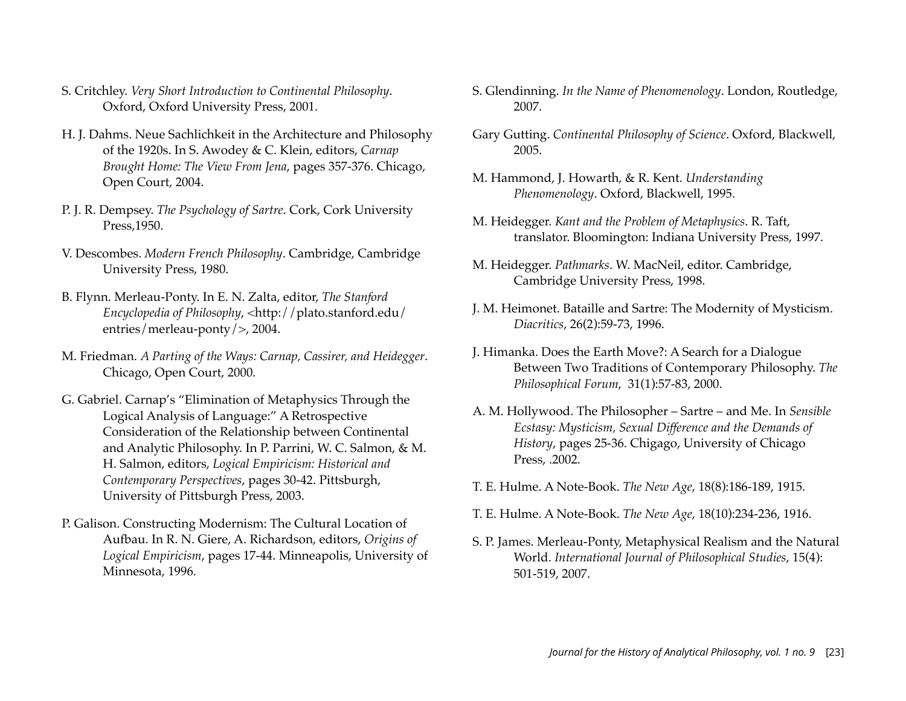S. Critchley. *Very Short Introduction to Continental Philosophy*. Oxford, Oxford University Press, 2001.

H. J. Dahms. Neue Sachlichkeit in the Architecture and Philosophy of the 1920s. In S. Awodey & C. Klein, editors, *Carnap Brought Home: The View From Jena*, pages 357-376. Chicago, Open Court, 2004.

P. J. R. Dempsey. *The Psychology of Sartre*. Cork, Cork University Press,1950.

V. Descombes. *Modern French Philosophy*. Cambridge, Cambridge University Press, 1980.

B. Flynn. Merleau-Ponty. In E. N. Zalta, editor, *The Stanford Encyclopedia of Philosophy*, <http://plato.stanford.edu/entries/merleau-ponty/>, 2004.

M. Friedman. *A Parting of the Ways: Carnap, Cassirer, and Heidegger*. Chicago, Open Court, 2000.

G. Gabriel. Carnap's "Elimination of Metaphysics Through the Logical Analysis of Language:" A Retrospective Consideration of the Relationship between Continental and Analytic Philosophy. In P. Parrini, W. C. Salmon, & M. H. Salmon, editors, *Logical Empiricism: Historical and Contemporary Perspectives*, pages 30-42. Pittsburgh, University of Pittsburgh Press, 2003.

P. Galison. Constructing Modernism: The Cultural Location of Aufbau. In R. N. Giere, A. Richardson, editors, *Origins of Logical Empiricism*, pages 17-44. Minneapolis, University of Minnesota, 1996.

S. Glendinning. *In the Name of Phenomenology*. London, Routledge, 2007.

Gary Gutting. *Continental Philosophy of Science*. Oxford, Blackwell, 2005.

M. Hammond, J. Howarth, & R. Kent. *Understanding Phenomenology*. Oxford, Blackwell, 1995.

M. Heidegger. *Kant and the Problem of Metaphysics*. R. Taft, translator. Bloomington: Indiana University Press, 1997.

M. Heidegger. *Pathmarks*. W. MacNeil, editor. Cambridge, Cambridge University Press, 1998.

J. M. Heimonet. Bataille and Sartre: The Modernity of Mysticism. *Diacritics*, 26(2):59-73, 1996.

J. Himanka. Does the Earth Move?: A Search for a Dialogue Between Two Traditions of Contemporary Philosophy. *The Philosophical Forum*, 31(1):57-83, 2000.

A. M. Hollywood. The Philosopher – Sartre – and Me. In *Sensible Ecstasy: Mysticism, Sexual Difference and the Demands of History*, pages 25-36. Chigago, University of Chicago Press, .2002.

T. E. Hulme. A Note-Book. *The New Age*, 18(8):186-189, 1915.

T. E. Hulme. A Note-Book. *The New Age*, 18(10):234-236, 1916.

S. P. James. Merleau-Ponty, Metaphysical Realism and the Natural World. *International Journal of Philosophical Studies*, 15(4): 501-519, 2007.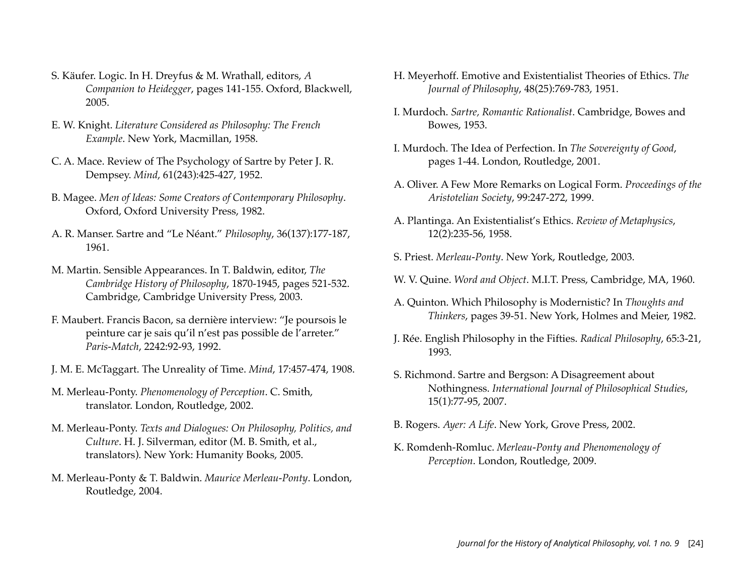S. Käufer. Logic. In H. Dreyfus & M. Wrathall, editors, *A Companion to Heidegger*, pages 141-155. Oxford, Blackwell, 2005.

E. W. Knight. *Literature Considered as Philosophy: The French Example*. New York, Macmillan, 1958.

C. A. Mace. Review of The Psychology of Sartre by Peter J. R. Dempsey. *Mind*, 61(243):425-427, 1952.

B. Magee. *Men of Ideas: Some Creators of Contemporary Philosophy*. Oxford, Oxford University Press, 1982.

A. R. Manser. Sartre and "Le Néant." *Philosophy*, 36(137):177-187, 1961.

M. Martin. Sensible Appearances. In T. Baldwin, editor, *The Cambridge History of Philosophy*, 1870-1945, pages 521-532. Cambridge, Cambridge University Press, 2003.

F. Maubert. Francis Bacon, sa dernière interview: "Je poursois le peinture car je sais qu'il n'est pas possible de l'arreter." *Paris-Match*, 2242:92-93, 1992.

J. M. E. McTaggart. The Unreality of Time. *Mind*, 17:457-474, 1908.

M. Merleau-Ponty. *Phenomenology of Perception*. C. Smith, translator. London, Routledge, 2002.

M. Merleau-Ponty. *Texts and Dialogues: On Philosophy, Politics, and Culture*. H. J. Silverman, editor (M. B. Smith, et al., translators). New York: Humanity Books, 2005.

M. Merleau-Ponty & T. Baldwin. *Maurice Merleau-Ponty*. London, Routledge, 2004.

H. Meyerhoff. Emotive and Existentialist Theories of Ethics. *The Journal of Philosophy*, 48(25):769-783, 1951.

I. Murdoch. *Sartre, Romantic Rationalist*. Cambridge, Bowes and Bowes, 1953.

I. Murdoch. The Idea of Perfection. In *The Sovereignty of Good*, pages 1-44. London, Routledge, 2001.

A. Oliver. A Few More Remarks on Logical Form. *Proceedings of the Aristotelian Society*, 99:247-272, 1999.

A. Plantinga. An Existentialist's Ethics. *Review of Metaphysics*, 12(2):235-56, 1958.

S. Priest. *Merleau-Ponty*. New York, Routledge, 2003.

W. V. Quine. *Word and Object*. M.I.T. Press, Cambridge, MA, 1960.

A. Quinton. Which Philosophy is Modernistic? In *Thoughts and Thinkers*, pages 39-51. New York, Holmes and Meier, 1982.

J. Rée. English Philosophy in the Fifties. *Radical Philosophy*, 65:3-21, 1993.

S. Richmond. Sartre and Bergson: A Disagreement about Nothingness. *International Journal of Philosophical Studies*, 15(1):77-95, 2007.

B. Rogers. *Ayer: A Life*. New York, Grove Press, 2002.

K. Romdenh-Romluc. *Merleau-Ponty and Phenomenology of Perception*. London, Routledge, 2009.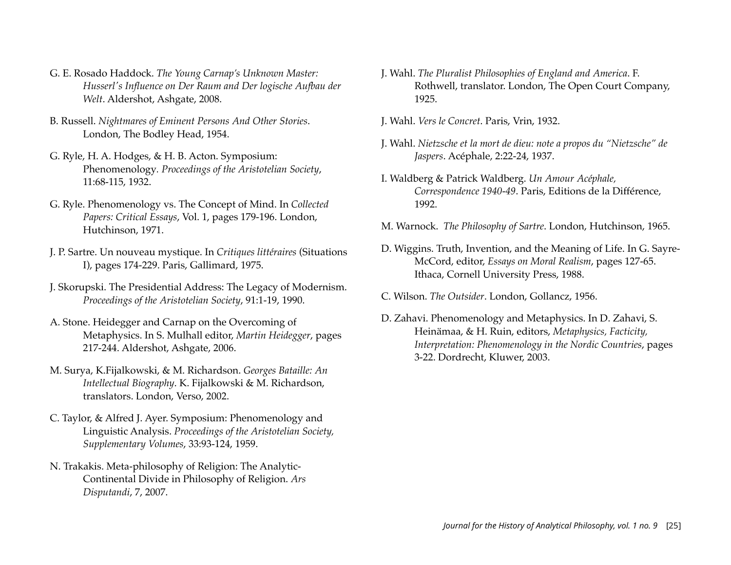G. E. Rosado Haddock. *The Young Carnap's Unknown Master: Husserl's Influence on Der Raum and Der logische Aufbau der Welt*. Aldershot, Ashgate, 2008.

B. Russell. *Nightmares of Eminent Persons And Other Stories*. London, The Bodley Head, 1954.

G. Ryle, H. A. Hodges, & H. B. Acton. Symposium: Phenomenology. *Proceedings of the Aristotelian Society*, 11:68-115, 1932.

G. Ryle. Phenomenology vs. The Concept of Mind. In *Collected Papers: Critical Essays*, Vol. 1, pages 179-196. London, Hutchinson, 1971.

J. P. Sartre. Un nouveau mystique. In *Critiques littéraires* (Situations I), pages 174-229. Paris, Gallimard, 1975.

J. Skorupski. The Presidential Address: The Legacy of Modernism. *Proceedings of the Aristotelian Society*, 91:1-19, 1990.

A. Stone. Heidegger and Carnap on the Overcoming of Metaphysics. In S. Mulhall editor, *Martin Heidegger*, pages 217-244. Aldershot, Ashgate, 2006.

M. Surya, K.Fijalkowski, & M. Richardson. *Georges Bataille: An Intellectual Biography*. K. Fijalkowski & M. Richardson, translators. London, Verso, 2002.

C. Taylor, & Alfred J. Ayer. Symposium: Phenomenology and Linguistic Analysis. *Proceedings of the Aristotelian Society, Supplementary Volumes*, 33:93-124, 1959.

N. Trakakis. Meta-philosophy of Religion: The Analytic-Continental Divide in Philosophy of Religion. *Ars Disputandi*, 7, 2007.

J. Wahl. *The Pluralist Philosophies of England and America*. F. Rothwell, translator. London, The Open Court Company, 1925.

J. Wahl. *Vers le Concret*. Paris, Vrin, 1932.

J. Wahl. *Nietzsche et la mort de dieu: note a propos du "Nietzsche" de Jaspers*. Acéphale, 2:22-24, 1937.

I. Waldberg & Patrick Waldberg. *Un Amour Acéphale, Correspondence 1940-49*. Paris, Editions de la Différence, 1992.

M. Warnock. *The Philosophy of Sartre*. London, Hutchinson, 1965.

D. Wiggins. Truth, Invention, and the Meaning of Life. In G. Sayre-McCord, editor, *Essays on Moral Realism*, pages 127-65. Ithaca, Cornell University Press, 1988.

C. Wilson. *The Outsider*. London, Gollancz, 1956.

D. Zahavi. Phenomenology and Metaphysics. In D. Zahavi, S. Heinämaa, & H. Ruin, editors, *Metaphysics, Facticity, Interpretation: Phenomenology in the Nordic Countries*, pages 3-22. Dordrecht, Kluwer, 2003.